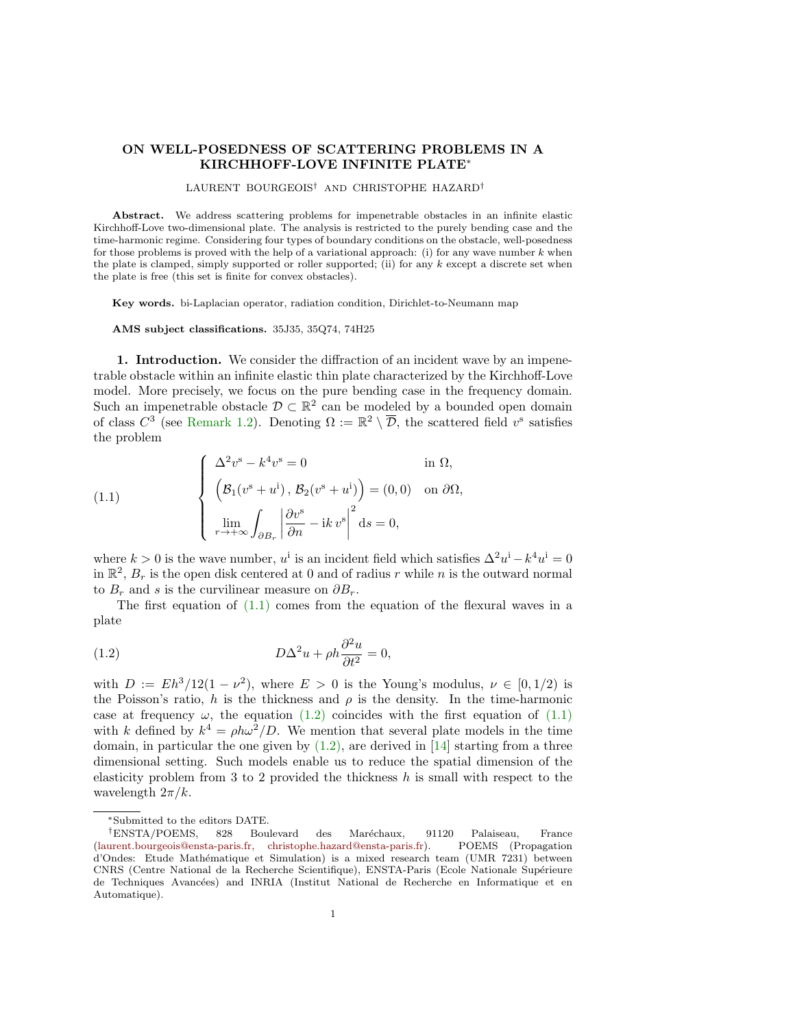# ON WELL-POSEDNESS OF SCATTERING PROBLEMS IN A KIRCHHOFF-LOVE INFINITE PLATE*

LAURENT BOURGEOIS† AND CHRISTOPHE HAZARD†

**Abstract.** We address scattering problems for impenetrable obstacles in an infinite elastic Kirchhoff-Love two-dimensional plate. The analysis is restricted to the purely bending case and the time-harmonic regime. Considering four types of boundary conditions on the obstacle, well-posedness for those problems is proved with the help of a variational approach: (i) for any wave number $k$ when the plate is clamped, simply supported or roller supported; (ii) for any $k$ except a discrete set when the plate is free (this set is finite for convex obstacles).

**Key words.** bi-Laplacian operator, radiation condition, Dirichlet-to-Neumann map

**AMS subject classifications.** 35J35, 35Q74, 74H25

## 1. Introduction.

We consider the diffraction of an incident wave by an impenetrable obstacle within an infinite elastic thin plate characterized by the Kirchhoff-Love model. More precisely, we focus on the pure bending case in the frequency domain. Such an impenetrable obstacle $\mathcal{D} \subset \mathbb{R}^2$ can be modeled by a bounded open domain of class $C^3$ (see Remark 1.2). Denoting $\Omega := \mathbb{R}^2 \setminus \overline{\mathcal{D}}$, the scattered field $v^{\rm s}$ satisfies the problem

$$
\left\{
\begin{array}{ll}
\Delta^2 v^{\rm s} - k^4 v^{\rm s} = 0 & \text{in } \Omega,\\[1ex]
\Big(\mathcal{B}_1(v^{\rm s}+u^{\rm i})\,,\,\mathcal{B}_2(v^{\rm s}+u^{\rm i})\Big) = (0,0) & \text{on } \partial\Omega,\\[1ex]
\displaystyle\lim_{r\to+\infty}\int_{\partial B_r}\left|\frac{\partial v^{\rm s}}{\partial n} - {\rm i}k\, v^{\rm s}\right|^2 {\rm d}s = 0, &
\end{array}
\right.
\tag{1.1}
$$

where $k>0$ is the wave number, $u^{\rm i}$ is an incident field which satisfies $\Delta^2 u^{\rm i} - k^4 u^{\rm i} = 0$ in $\mathbb{R}^2$, $B_r$ is the open disk centered at 0 and of radius $r$ while $n$ is the outward normal to $B_r$ and $s$ is the curvilinear measure on $\partial B_r$.

The first equation of (1.1) comes from the equation of the flexural waves in a plate

$$
D\Delta^2 u + \rho h \frac{\partial^2 u}{\partial t^2} = 0,
\tag{1.2}
$$

with $D := Eh^3/12(1-\nu^2)$, where $E>0$ is the Young's modulus, $\nu \in [0,1/2)$ is the Poisson's ratio, $h$ is the thickness and $\rho$ is the density. In the time-harmonic case at frequency $\omega$, the equation (1.2) coincides with the first equation of (1.1) with $k$ defined by $k^4 = \rho h\omega^2/D$. We mention that several plate models in the time domain, in particular the one given by (1.2), are derived in [14] starting from a three dimensional setting. Such models enable us to reduce the spatial dimension of the elasticity problem from 3 to 2 provided the thickness $h$ is small with respect to the wavelength $2\pi/k$.

---

*Submitted to the editors DATE.

†ENSTA/POEMS, 828 Boulevard des Maréchaux, 91120 Palaiseau, France (laurent.bourgeois@ensta-paris.fr, christophe.hazard@ensta-paris.fr). POEMS (Propagation d'Ondes: Etude Mathématique et Simulation) is a mixed research team (UMR 7231) between CNRS (Centre National de la Recherche Scientifique), ENSTA-Paris (Ecole Nationale Supérieure de Techniques Avancées) and INRIA (Institut National de Recherche en Informatique et en Automatique).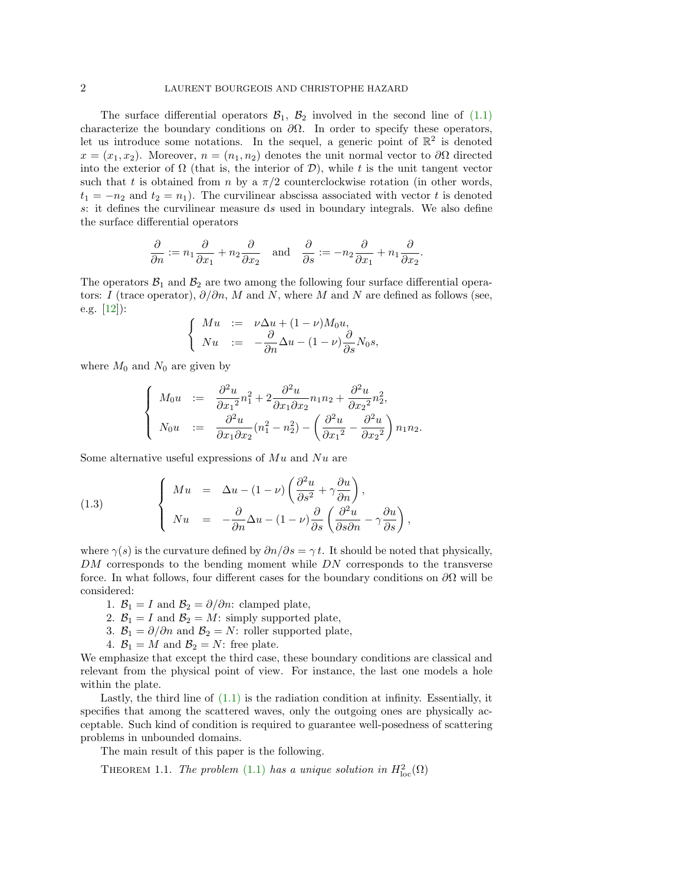The surface differential operators $\mathcal{B}_1$, $\mathcal{B}_2$ involved in the second line of (1.1) characterize the boundary conditions on $\partial\Omega$. In order to specify these operators, let us introduce some notations. In the sequel, a generic point of $\mathbb{R}^2$ is denoted $x = (x_1, x_2)$. Moreover, $n = (n_1, n_2)$ denotes the unit normal vector to $\partial\Omega$ directed into the exterior of $\Omega$ (that is, the interior of $\mathcal{D}$), while $t$ is the unit tangent vector such that $t$ is obtained from $n$ by a $\pi/2$ counterclockwise rotation (in other words, $t_1 = -n_2$ and $t_2 = n_1$). The curvilinear abscissa associated with vector $t$ is denoted $s$: it defines the curvilinear measure $\mathrm{d}s$ used in boundary integrals. We also define the surface differential operators

$$\frac{\partial}{\partial n} := n_1 \frac{\partial}{\partial x_1} + n_2 \frac{\partial}{\partial x_2} \quad \text{and} \quad \frac{\partial}{\partial s} := -n_2 \frac{\partial}{\partial x_1} + n_1 \frac{\partial}{\partial x_2}.$$

The operators $\mathcal{B}_1$ and $\mathcal{B}_2$ are two among the following four surface differential operators: $I$ (trace operator), $\partial/\partial n$, $M$ and $N$, where $M$ and $N$ are defined as follows (see, e.g. [12]):

$$\begin{cases} Mu & := & \nu \Delta u + (1-\nu) M_0 u, \\ Nu & := & -\dfrac{\partial}{\partial n}\Delta u - (1-\nu)\dfrac{\partial}{\partial s} N_0 s, \end{cases}$$

where $M_0$ and $N_0$ are given by

$$\begin{cases} M_0 u & := & \dfrac{\partial^2 u}{\partial {x_1}^2} n_1^2 + 2 \dfrac{\partial^2 u}{\partial x_1 \partial x_2} n_1 n_2 + \dfrac{\partial^2 u}{\partial {x_2}^2} n_2^2, \\ N_0 u & := & \dfrac{\partial^2 u}{\partial x_1 \partial x_2}(n_1^2 - n_2^2) - \left(\dfrac{\partial^2 u}{\partial {x_1}^2} - \dfrac{\partial^2 u}{\partial {x_2}^2}\right) n_1 n_2. \end{cases}$$

Some alternative useful expressions of $Mu$ and $Nu$ are

$$\begin{cases} Mu & = & \Delta u - (1-\nu)\left(\dfrac{\partial^2 u}{\partial s^2} + \gamma \dfrac{\partial u}{\partial n}\right), \\ Nu & = & -\dfrac{\partial}{\partial n}\Delta u - (1-\nu)\dfrac{\partial}{\partial s}\left(\dfrac{\partial^2 u}{\partial s \partial n} - \gamma \dfrac{\partial u}{\partial s}\right), \end{cases} \tag{1.3}$$

where $\gamma(s)$ is the curvature defined by $\partial n / \partial s = \gamma\, t$. It should be noted that physically, $DM$ corresponds to the bending moment while $DN$ corresponds to the transverse force. In what follows, four different cases for the boundary conditions on $\partial\Omega$ will be considered:

1. $\mathcal{B}_1 = I$ and $\mathcal{B}_2 = \partial/\partial n$: clamped plate,
2. $\mathcal{B}_1 = I$ and $\mathcal{B}_2 = M$: simply supported plate,
3. $\mathcal{B}_1 = \partial/\partial n$ and $\mathcal{B}_2 = N$: roller supported plate,
4. $\mathcal{B}_1 = M$ and $\mathcal{B}_2 = N$: free plate.

We emphasize that except the third case, these boundary conditions are classical and relevant from the physical point of view. For instance, the last one models a hole within the plate.

Lastly, the third line of (1.1) is the radiation condition at infinity. Essentially, it specifies that among the scattered waves, only the outgoing ones are physically acceptable. Such kind of condition is required to guarantee well-posedness of scattering problems in unbounded domains.

The main result of this paper is the following.

Theorem 1.1. *The problem (1.1) has a unique solution in $H^2_{\mathrm{loc}}(\Omega)$*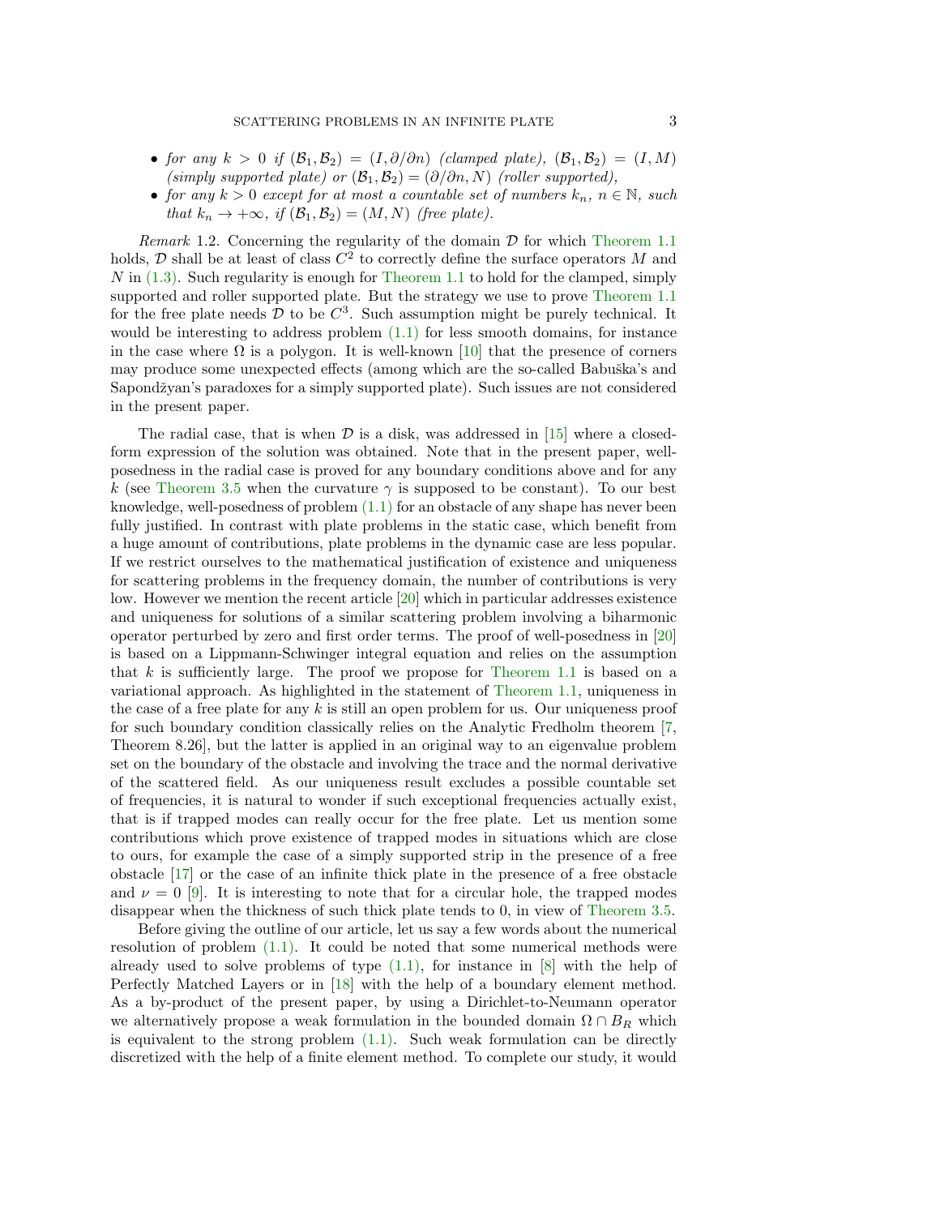- *for any $k > 0$ if $(\mathcal{B}_1, \mathcal{B}_2) = (I, \partial/\partial n)$ (clamped plate), $(\mathcal{B}_1, \mathcal{B}_2) = (I, M)$ (simply supported plate) or $(\mathcal{B}_1, \mathcal{B}_2) = (\partial/\partial n, N)$ (roller supported),*
- *for any $k > 0$ except for at most a countable set of numbers $k_n$, $n \in \mathbb{N}$, such that $k_n \to +\infty$, if $(\mathcal{B}_1, \mathcal{B}_2) = (M, N)$ (free plate).*

*Remark* 1.2. Concerning the regularity of the domain $\mathcal{D}$ for which Theorem 1.1 holds, $\mathcal{D}$ shall be at least of class $C^2$ to correctly define the surface operators $M$ and $N$ in (1.3). Such regularity is enough for Theorem 1.1 to hold for the clamped, simply supported and roller supported plate. But the strategy we use to prove Theorem 1.1 for the free plate needs $\mathcal{D}$ to be $C^3$. Such assumption might be purely technical. It would be interesting to address problem (1.1) for less smooth domains, for instance in the case where $\Omega$ is a polygon. It is well-known [10] that the presence of corners may produce some unexpected effects (among which are the so-called Babuška's and Sapondžyan's paradoxes for a simply supported plate). Such issues are not considered in the present paper.

The radial case, that is when $\mathcal{D}$ is a disk, was addressed in [15] where a closed-form expression of the solution was obtained. Note that in the present paper, well-posedness in the radial case is proved for any boundary conditions above and for any $k$ (see Theorem 3.5 when the curvature $\gamma$ is supposed to be constant). To our best knowledge, well-posedness of problem (1.1) for an obstacle of any shape has never been fully justified. In contrast with plate problems in the static case, which benefit from a huge amount of contributions, plate problems in the dynamic case are less popular. If we restrict ourselves to the mathematical justification of existence and uniqueness for scattering problems in the frequency domain, the number of contributions is very low. However we mention the recent article [20] which in particular addresses existence and uniqueness for solutions of a similar scattering problem involving a biharmonic operator perturbed by zero and first order terms. The proof of well-posedness in [20] is based on a Lippmann-Schwinger integral equation and relies on the assumption that $k$ is sufficiently large. The proof we propose for Theorem 1.1 is based on a variational approach. As highlighted in the statement of Theorem 1.1, uniqueness in the case of a free plate for any $k$ is still an open problem for us. Our uniqueness proof for such boundary condition classically relies on the Analytic Fredholm theorem [7, Theorem 8.26], but the latter is applied in an original way to an eigenvalue problem set on the boundary of the obstacle and involving the trace and the normal derivative of the scattered field. As our uniqueness result excludes a possible countable set of frequencies, it is natural to wonder if such exceptional frequencies actually exist, that is if trapped modes can really occur for the free plate. Let us mention some contributions which prove existence of trapped modes in situations which are close to ours, for example the case of a simply supported strip in the presence of a free obstacle [17] or the case of an infinite thick plate in the presence of a free obstacle and $\nu = 0$ [9]. It is interesting to note that for a circular hole, the trapped modes disappear when the thickness of such thick plate tends to 0, in view of Theorem 3.5.

Before giving the outline of our article, let us say a few words about the numerical resolution of problem (1.1). It could be noted that some numerical methods were already used to solve problems of type (1.1), for instance in [8] with the help of Perfectly Matched Layers or in [18] with the help of a boundary element method. As a by-product of the present paper, by using a Dirichlet-to-Neumann operator we alternatively propose a weak formulation in the bounded domain $\Omega \cap B_R$ which is equivalent to the strong problem (1.1). Such weak formulation can be directly discretized with the help of a finite element method. To complete our study, it would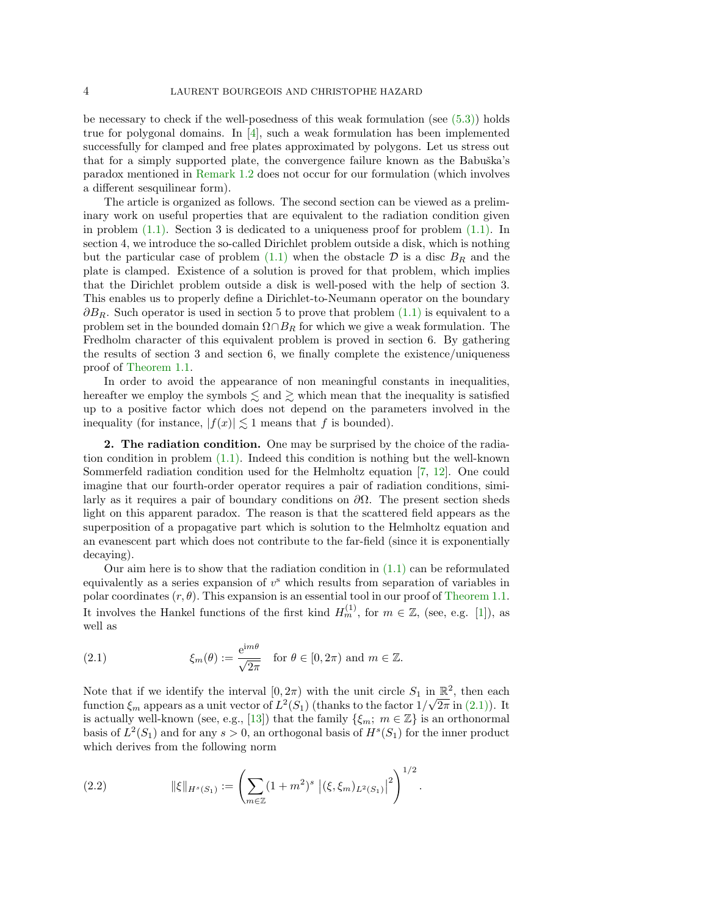be necessary to check if the well-posedness of this weak formulation (see (5.3)) holds true for polygonal domains. In [4], such a weak formulation has been implemented successfully for clamped and free plates approximated by polygons. Let us stress out that for a simply supported plate, the convergence failure known as the Babuška's paradox mentioned in Remark 1.2 does not occur for our formulation (which involves a different sesquilinear form).

The article is organized as follows. The second section can be viewed as a preliminary work on useful properties that are equivalent to the radiation condition given in problem (1.1). Section 3 is dedicated to a uniqueness proof for problem (1.1). In section 4, we introduce the so-called Dirichlet problem outside a disk, which is nothing but the particular case of problem (1.1) when the obstacle $\mathcal{D}$ is a disc $B_R$ and the plate is clamped. Existence of a solution is proved for that problem, which implies that the Dirichlet problem outside a disk is well-posed with the help of section 3. This enables us to properly define a Dirichlet-to-Neumann operator on the boundary $\partial B_R$. Such operator is used in section 5 to prove that problem (1.1) is equivalent to a problem set in the bounded domain $\Omega \cap B_R$ for which we give a weak formulation. The Fredholm character of this equivalent problem is proved in section 6. By gathering the results of section 3 and section 6, we finally complete the existence/uniqueness proof of Theorem 1.1.

In order to avoid the appearance of non meaningful constants in inequalities, hereafter we employ the symbols $\lesssim$ and $\gtrsim$ which mean that the inequality is satisfied up to a positive factor which does not depend on the parameters involved in the inequality (for instance, $|f(x)| \lesssim 1$ means that $f$ is bounded).

## 2. The radiation condition.

One may be surprised by the choice of the radiation condition in problem (1.1). Indeed this condition is nothing but the well-known Sommerfeld radiation condition used for the Helmholtz equation [7, 12]. One could imagine that our fourth-order operator requires a pair of radiation conditions, similarly as it requires a pair of boundary conditions on $\partial\Omega$. The present section sheds light on this apparent paradox. The reason is that the scattered field appears as the superposition of a propagative part which is solution to the Helmholtz equation and an evanescent part which does not contribute to the far-field (since it is exponentially decaying).

Our aim here is to show that the radiation condition in (1.1) can be reformulated equivalently as a series expansion of $v^{\mathrm{s}}$ which results from separation of variables in polar coordinates $(r, \theta)$. This expansion is an essential tool in our proof of Theorem 1.1. It involves the Hankel functions of the first kind $H_m^{(1)}$, for $m \in \mathbb{Z}$, (see, e.g. [1]), as well as

$$\xi_m(\theta) := \frac{\mathrm{e}^{im\theta}}{\sqrt{2\pi}} \quad \text{for } \theta \in [0, 2\pi) \text{ and } m \in \mathbb{Z}. \tag{2.1}$$

Note that if we identify the interval $[0, 2\pi)$ with the unit circle $S_1$ in $\mathbb{R}^2$, then each function $\xi_m$ appears as a unit vector of $L^2(S_1)$ (thanks to the factor $1/\sqrt{2\pi}$ in (2.1)). It is actually well-known (see, e.g., [13]) that the family $\{\xi_m;\ m \in \mathbb{Z}\}$ is an orthonormal basis of $L^2(S_1)$ and for any $s > 0$, an orthogonal basis of $H^s(S_1)$ for the inner product which derives from the following norm

$$\|\xi\|_{H^s(S_1)} := \left( \sum_{m \in \mathbb{Z}} (1 + m^2)^s \left| (\xi, \xi_m)_{L^2(S_1)} \right|^2 \right)^{1/2}. \tag{2.2}$$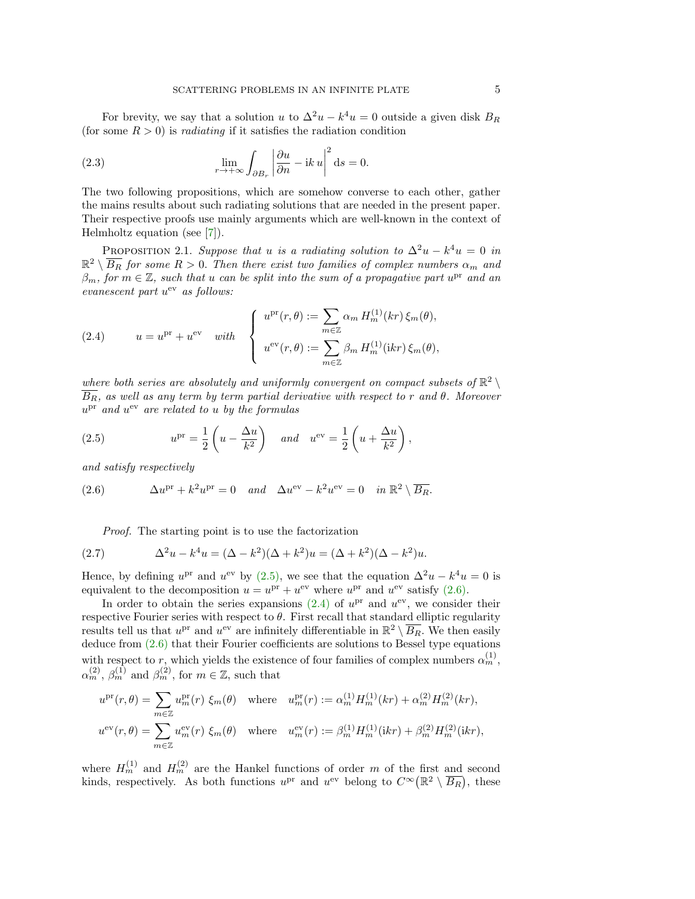For brevity, we say that a solution $u$ to $\Delta^2 u - k^4 u = 0$ outside a given disk $B_R$ (for some $R > 0$) is *radiating* if it satisfies the radiation condition

$$\lim_{r \to +\infty} \int_{\partial B_r} \left| \frac{\partial u}{\partial n} - \mathrm{i}k\, u \right|^2 \mathrm{d}s = 0. \tag{2.3}$$

The two following propositions, which are somehow converse to each other, gather the mains results about such radiating solutions that are needed in the present paper. Their respective proofs use mainly arguments which are well-known in the context of Helmholtz equation (see [7]).

Proposition 2.1. *Suppose that $u$ is a radiating solution to $\Delta^2 u - k^4 u = 0$ in $\mathbb{R}^2 \setminus \overline{B_R}$ for some $R > 0$. Then there exist two families of complex numbers $\alpha_m$ and $\beta_m$, for $m \in \mathbb{Z}$, such that $u$ can be split into the sum of a propagative part $u^{\mathrm{pr}}$ and an evanescent part $u^{\mathrm{ev}}$ as follows:*

$$u = u^{\mathrm{pr}} + u^{\mathrm{ev}} \quad \text{with} \quad \left\{ \begin{array}{l} u^{\mathrm{pr}}(r,\theta) := \displaystyle\sum_{m \in \mathbb{Z}} \alpha_m \, H_m^{(1)}(kr)\, \xi_m(\theta), \\ u^{\mathrm{ev}}(r,\theta) := \displaystyle\sum_{m \in \mathbb{Z}} \beta_m \, H_m^{(1)}(\mathrm{i}kr)\, \xi_m(\theta), \end{array} \right. \tag{2.4}$$

*where both series are absolutely and uniformly convergent on compact subsets of $\mathbb{R}^2 \setminus \overline{B_R}$, as well as any term by term partial derivative with respect to $r$ and $\theta$. Moreover $u^{\mathrm{pr}}$ and $u^{\mathrm{ev}}$ are related to $u$ by the formulas*

$$u^{\mathrm{pr}} = \frac{1}{2}\left( u - \frac{\Delta u}{k^2} \right) \quad \text{and} \quad u^{\mathrm{ev}} = \frac{1}{2}\left( u + \frac{\Delta u}{k^2} \right), \tag{2.5}$$

*and satisfy respectively*

$$\Delta u^{\mathrm{pr}} + k^2 u^{\mathrm{pr}} = 0 \quad \text{and} \quad \Delta u^{\mathrm{ev}} - k^2 u^{\mathrm{ev}} = 0 \quad \text{in } \mathbb{R}^2 \setminus \overline{B_R}. \tag{2.6}$$

*Proof.* The starting point is to use the factorization

$$\Delta^2 u - k^4 u = (\Delta - k^2)(\Delta + k^2) u = (\Delta + k^2)(\Delta - k^2) u. \tag{2.7}$$

Hence, by defining $u^{\mathrm{pr}}$ and $u^{\mathrm{ev}}$ by (2.5), we see that the equation $\Delta^2 u - k^4 u = 0$ is equivalent to the decomposition $u = u^{\mathrm{pr}} + u^{\mathrm{ev}}$ where $u^{\mathrm{pr}}$ and $u^{\mathrm{ev}}$ satisfy (2.6).

In order to obtain the series expansions (2.4) of $u^{\mathrm{pr}}$ and $u^{\mathrm{ev}}$, we consider their respective Fourier series with respect to $\theta$. First recall that standard elliptic regularity results tell us that $u^{\mathrm{pr}}$ and $u^{\mathrm{ev}}$ are infinitely differentiable in $\mathbb{R}^2 \setminus \overline{B_R}$. We then easily deduce from (2.6) that their Fourier coefficients are solutions to Bessel type equations with respect to $r$, which yields the existence of four families of complex numbers $\alpha_m^{(1)}$, $\alpha_m^{(2)}$, $\beta_m^{(1)}$ and $\beta_m^{(2)}$, for $m \in \mathbb{Z}$, such that

$$u^{\mathrm{pr}}(r,\theta) = \sum_{m \in \mathbb{Z}} u_m^{\mathrm{pr}}(r)\ \xi_m(\theta) \quad \text{where} \quad u_m^{\mathrm{pr}}(r) := \alpha_m^{(1)} H_m^{(1)}(kr) + \alpha_m^{(2)} H_m^{(2)}(kr),$$

$$u^{\mathrm{ev}}(r,\theta) = \sum_{m \in \mathbb{Z}} u_m^{\mathrm{ev}}(r)\ \xi_m(\theta) \quad \text{where} \quad u_m^{\mathrm{ev}}(r) := \beta_m^{(1)} H_m^{(1)}(\mathrm{i}kr) + \beta_m^{(2)} H_m^{(2)}(\mathrm{i}kr),$$

where $H_m^{(1)}$ and $H_m^{(2)}$ are the Hankel functions of order $m$ of the first and second kinds, respectively. As both functions $u^{\mathrm{pr}}$ and $u^{\mathrm{ev}}$ belong to $C^\infty(\mathbb{R}^2 \setminus \overline{B_R})$, these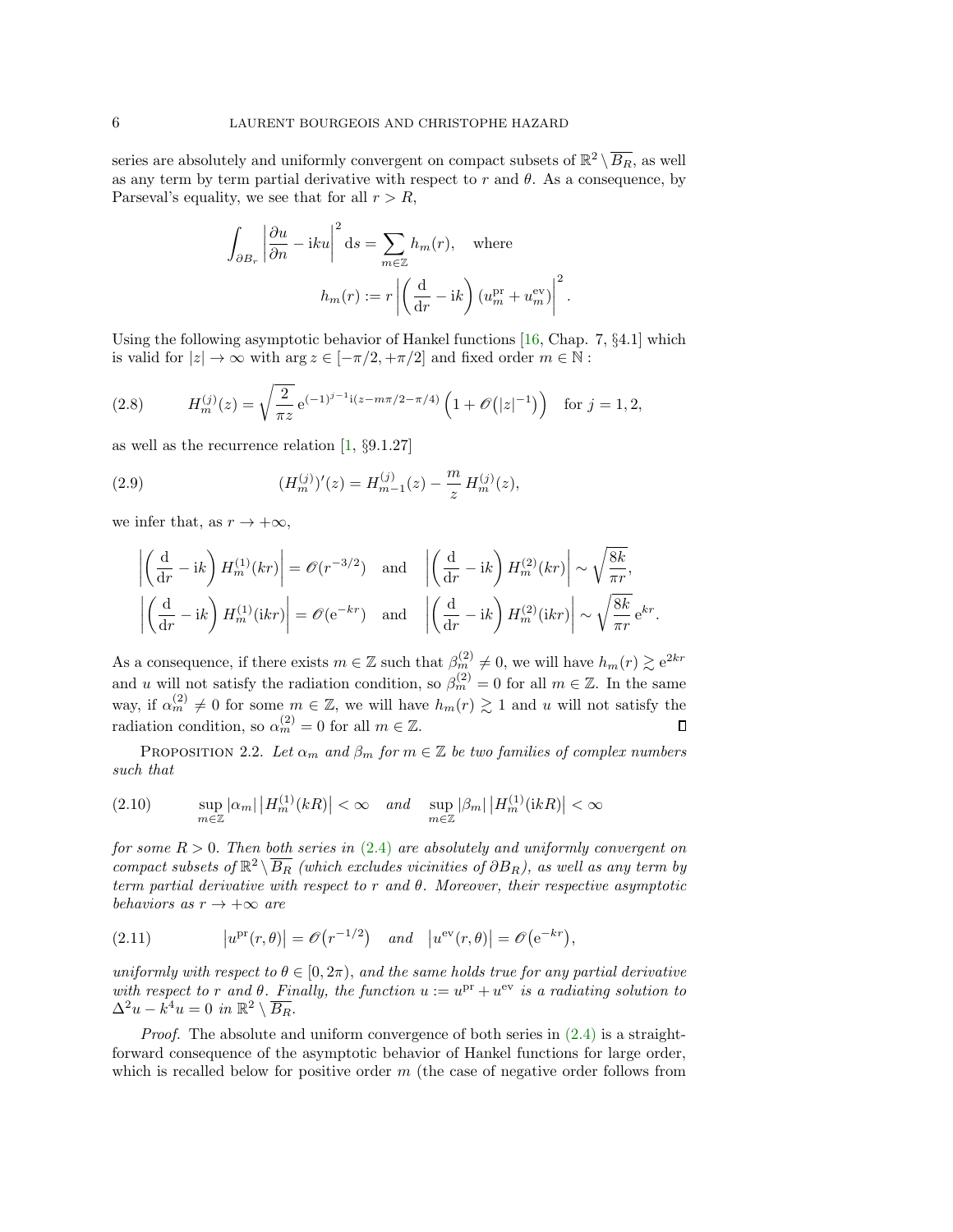series are absolutely and uniformly convergent on compact subsets of $\mathbb{R}^2 \setminus \overline{B_R}$, as well as any term by term partial derivative with respect to $r$ and $\theta$. As a consequence, by Parseval's equality, we see that for all $r > R$,

$$\int_{\partial B_r} \left| \frac{\partial u}{\partial n} - \mathrm{i}ku \right|^2 \mathrm{d}s = \sum_{m\in\mathbb{Z}} h_m(r), \quad \text{where}$$

$$h_m(r) := r \left| \left( \frac{\mathrm{d}}{\mathrm{d}r} - \mathrm{i}k \right) (u_m^{\mathrm{pr}} + u_m^{\mathrm{ev}}) \right|^2.$$

Using the following asymptotic behavior of Hankel functions [16, Chap. 7, §4.1] which is valid for $|z| \to \infty$ with $\arg z \in [-\pi/2, +\pi/2]$ and fixed order $m \in \mathbb{N}$ :

$$H_m^{(j)}(z) = \sqrt{\frac{2}{\pi z}}\, \mathrm{e}^{(-1)^{j-1}\mathrm{i}(z - m\pi/2 - \pi/4)} \left( 1 + \mathscr{O}\big(|z|^{-1}\big) \right) \quad \text{for } j = 1, 2, \tag{2.8}$$

as well as the recurrence relation [1, §9.1.27]

$$(H_m^{(j)})'(z) = H_{m-1}^{(j)}(z) - \frac{m}{z}\, H_m^{(j)}(z), \tag{2.9}$$

we infer that, as $r \to +\infty$,

$$\left| \left( \frac{\mathrm{d}}{\mathrm{d}r} - \mathrm{i}k \right) H_m^{(1)}(kr) \right| = \mathscr{O}(r^{-3/2}) \quad \text{and} \quad \left| \left( \frac{\mathrm{d}}{\mathrm{d}r} - \mathrm{i}k \right) H_m^{(2)}(kr) \right| \sim \sqrt{\frac{8k}{\pi r}},$$

$$\left| \left( \frac{\mathrm{d}}{\mathrm{d}r} - \mathrm{i}k \right) H_m^{(1)}(\mathrm{i}kr) \right| = \mathscr{O}(\mathrm{e}^{-kr}) \quad \text{and} \quad \left| \left( \frac{\mathrm{d}}{\mathrm{d}r} - \mathrm{i}k \right) H_m^{(2)}(\mathrm{i}kr) \right| \sim \sqrt{\frac{8k}{\pi r}}\, \mathrm{e}^{kr}.$$

As a consequence, if there exists $m \in \mathbb{Z}$ such that $\beta_m^{(2)} \neq 0$, we will have $h_m(r) \gtrsim \mathrm{e}^{2kr}$ and $u$ will not satisfy the radiation condition, so $\beta_m^{(2)} = 0$ for all $m \in \mathbb{Z}$. In the same way, if $\alpha_m^{(2)} \neq 0$ for some $m \in \mathbb{Z}$, we will have $h_m(r) \gtrsim 1$ and $u$ will not satisfy the radiation condition, so $\alpha_m^{(2)} = 0$ for all $m \in \mathbb{Z}$. ∎

PROPOSITION 2.2. *Let $\alpha_m$ and $\beta_m$ for $m \in \mathbb{Z}$ be two families of complex numbers such that*

$$\sup_{m\in\mathbb{Z}} |\alpha_m| \left| H_m^{(1)}(kR) \right| < \infty \quad \text{and} \quad \sup_{m\in\mathbb{Z}} |\beta_m| \left| H_m^{(1)}(\mathrm{i}kR) \right| < \infty \tag{2.10}$$

*for some $R > 0$. Then both series in (2.4) are absolutely and uniformly convergent on compact subsets of $\mathbb{R}^2 \setminus \overline{B_R}$ (which excludes vicinities of $\partial B_R$), as well as any term by term partial derivative with respect to $r$ and $\theta$. Moreover, their respective asymptotic behaviors as $r \to +\infty$ are*

$$\left| u^{\mathrm{pr}}(r, \theta) \right| = \mathscr{O}\big(r^{-1/2}\big) \quad \text{and} \quad \left| u^{\mathrm{ev}}(r, \theta) \right| = \mathscr{O}\big(\mathrm{e}^{-kr}\big), \tag{2.11}$$

*uniformly with respect to $\theta \in [0, 2\pi)$, and the same holds true for any partial derivative with respect to $r$ and $\theta$. Finally, the function $u := u^{\mathrm{pr}} + u^{\mathrm{ev}}$ is a radiating solution to $\Delta^2 u - k^4 u = 0$ in $\mathbb{R}^2 \setminus \overline{B_R}$.*

*Proof.* The absolute and uniform convergence of both series in (2.4) is a straightforward consequence of the asymptotic behavior of Hankel functions for large order, which is recalled below for positive order $m$ (the case of negative order follows from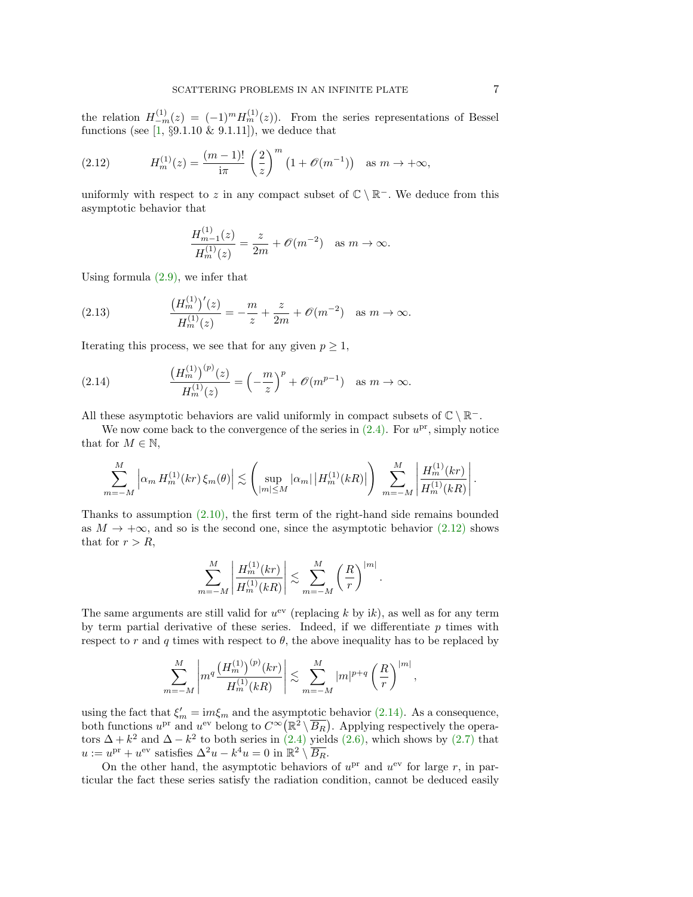the relation $H^{(1)}_{-m}(z) = (-1)^m H^{(1)}_m(z)$). From the series representations of Bessel functions (see [1, §9.1.10 & 9.1.11]), we deduce that

$$H^{(1)}_m(z) = \frac{(m-1)!}{\mathrm{i}\pi}\left(\frac{2}{z}\right)^m \left(1 + \mathscr{O}(m^{-1})\right) \quad \text{as } m \to +\infty, \tag{2.12}$$

uniformly with respect to $z$ in any compact subset of $\mathbb{C}\setminus\mathbb{R}^-$. We deduce from this asymptotic behavior that

$$\frac{H^{(1)}_{m-1}(z)}{H^{(1)}_m(z)} = \frac{z}{2m} + \mathscr{O}(m^{-2}) \quad \text{as } m \to \infty.$$

Using formula (2.9), we infer that

$$\frac{\big(H^{(1)}_m\big)'(z)}{H^{(1)}_m(z)} = -\frac{m}{z} + \frac{z}{2m} + \mathscr{O}(m^{-2}) \quad \text{as } m \to \infty. \tag{2.13}$$

Iterating this process, we see that for any given $p \geq 1$,

$$\frac{\big(H^{(1)}_m\big)^{(p)}(z)}{H^{(1)}_m(z)} = \Big(-\frac{m}{z}\Big)^p + \mathscr{O}(m^{p-1}) \quad \text{as } m \to \infty. \tag{2.14}$$

All these asymptotic behaviors are valid uniformly in compact subsets of $\mathbb{C}\setminus\mathbb{R}^-$.

We now come back to the convergence of the series in (2.4). For $u^{\mathrm{pr}}$, simply notice that for $M \in \mathbb{N}$,

$$\sum_{m=-M}^{M}\left|\alpha_m\, H^{(1)}_m(kr)\,\xi_m(\theta)\right| \lesssim \left(\sup_{|m|\leq M}|\alpha_m|\left|H^{(1)}_m(kR)\right|\right)\sum_{m=-M}^{M}\left|\frac{H^{(1)}_m(kr)}{H^{(1)}_m(kR)}\right|.$$

Thanks to assumption (2.10), the first term of the right-hand side remains bounded as $M \to +\infty$, and so is the second one, since the asymptotic behavior (2.12) shows that for $r > R$,

$$\sum_{m=-M}^{M}\left|\frac{H^{(1)}_m(kr)}{H^{(1)}_m(kR)}\right| \lesssim \sum_{m=-M}^{M}\left(\frac{R}{r}\right)^{|m|}.$$

The same arguments are still valid for $u^{\mathrm{ev}}$ (replacing $k$ by $\mathrm{i}k$), as well as for any term by term partial derivative of these series. Indeed, if we differentiate $p$ times with respect to $r$ and $q$ times with respect to $\theta$, the above inequality has to be replaced by

$$\sum_{m=-M}^{M}\left|m^q\,\frac{\big(H^{(1)}_m\big)^{(p)}(kr)}{H^{(1)}_m(kR)}\right| \lesssim \sum_{m=-M}^{M}|m|^{p+q}\left(\frac{R}{r}\right)^{|m|},$$

using the fact that $\xi_m' = \mathrm{i}m\xi_m$ and the asymptotic behavior (2.14). As a consequence, both functions $u^{\mathrm{pr}}$ and $u^{\mathrm{ev}}$ belong to $C^\infty(\mathbb{R}^2\setminus\overline{B_R})$. Applying respectively the operators $\Delta + k^2$ and $\Delta - k^2$ to both series in (2.4) yields (2.6), which shows by (2.7) that $u := u^{\mathrm{pr}} + u^{\mathrm{ev}}$ satisfies $\Delta^2 u - k^4 u = 0$ in $\mathbb{R}^2\setminus\overline{B_R}$.

On the other hand, the asymptotic behaviors of $u^{\mathrm{pr}}$ and $u^{\mathrm{ev}}$ for large $r$, in particular the fact these series satisfy the radiation condition, cannot be deduced easily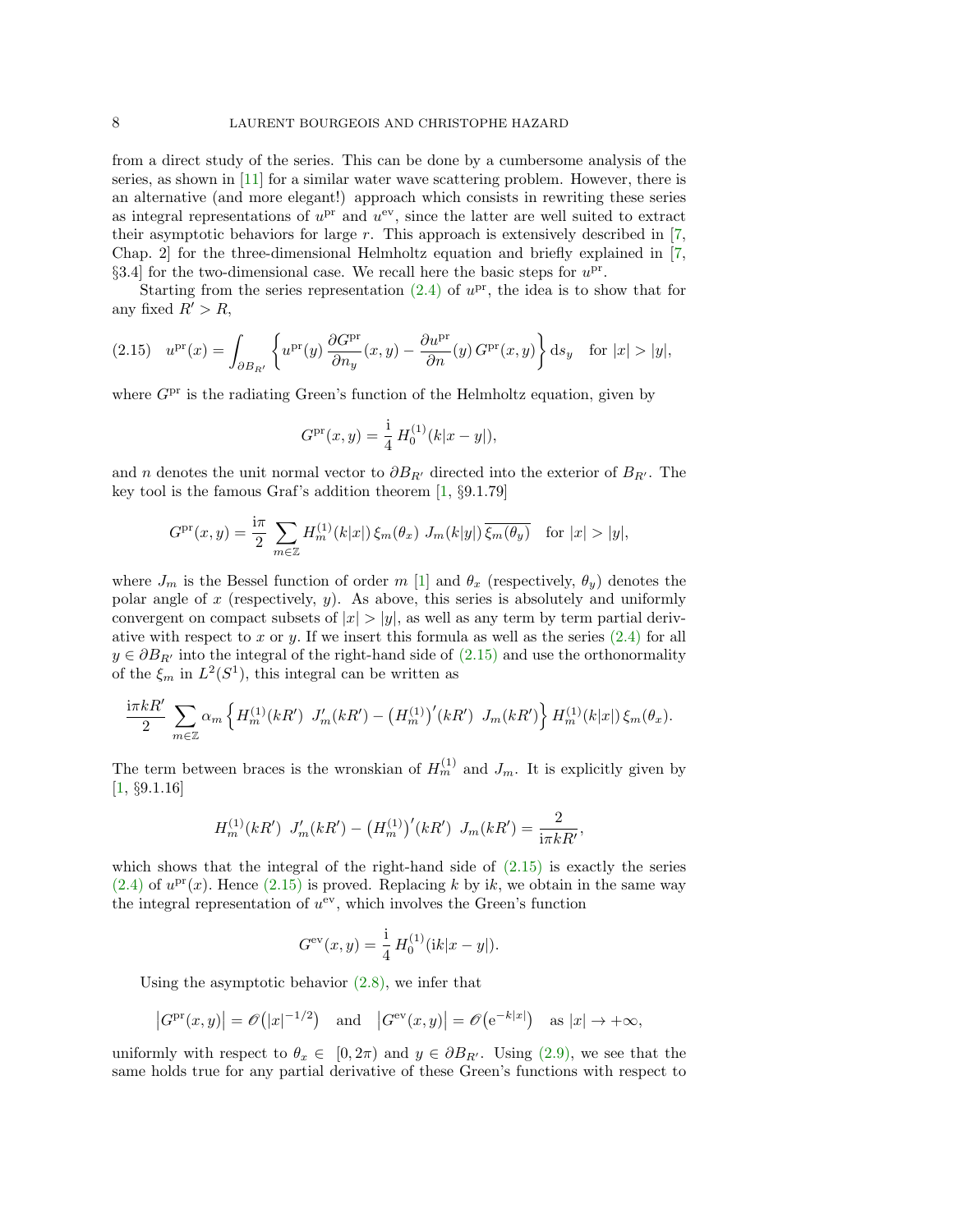from a direct study of the series. This can be done by a cumbersome analysis of the series, as shown in [11] for a similar water wave scattering problem. However, there is an alternative (and more elegant!) approach which consists in rewriting these series as integral representations of $u^{\mathrm{pr}}$ and $u^{\mathrm{ev}}$, since the latter are well suited to extract their asymptotic behaviors for large $r$. This approach is extensively described in [7, Chap. 2] for the three-dimensional Helmholtz equation and briefly explained in [7, §3.4] for the two-dimensional case. We recall here the basic steps for $u^{\mathrm{pr}}$.

Starting from the series representation (2.4) of $u^{\mathrm{pr}}$, the idea is to show that for any fixed $R' > R$,

$$
u^{\mathrm{pr}}(x) = \int_{\partial B_{R'}} \left\{ u^{\mathrm{pr}}(y)\, \frac{\partial G^{\mathrm{pr}}}{\partial n_y}(x,y) - \frac{\partial u^{\mathrm{pr}}}{\partial n}(y)\, G^{\mathrm{pr}}(x,y) \right\} \mathrm{d}s_y \quad \text{for } |x| > |y|, \tag{2.15}
$$

where $G^{\mathrm{pr}}$ is the radiating Green's function of the Helmholtz equation, given by

$$
G^{\mathrm{pr}}(x,y) = \frac{\mathrm{i}}{4}\, H_0^{(1)}(k|x-y|),
$$

and $n$ denotes the unit normal vector to $\partial B_{R'}$ directed into the exterior of $B_{R'}$. The key tool is the famous Graf's addition theorem [1, §9.1.79]

$$
G^{\mathrm{pr}}(x,y) = \frac{\mathrm{i}\pi}{2} \sum_{m\in\mathbb{Z}} H_m^{(1)}(k|x|)\, \xi_m(\theta_x)\; J_m(k|y|)\, \overline{\xi_m(\theta_y)} \quad \text{for } |x| > |y|,
$$

where $J_m$ is the Bessel function of order $m$ [1] and $\theta_x$ (respectively, $\theta_y$) denotes the polar angle of $x$ (respectively, $y$). As above, this series is absolutely and uniformly convergent on compact subsets of $|x| > |y|$, as well as any term by term partial derivative with respect to $x$ or $y$. If we insert this formula as well as the series (2.4) for all $y \in \partial B_{R'}$ into the integral of the right-hand side of (2.15) and use the orthonormality of the $\xi_m$ in $L^2(S^1)$, this integral can be written as

$$
\frac{\mathrm{i}\pi k R'}{2} \sum_{m\in\mathbb{Z}} \alpha_m \left\{ H_m^{(1)}(kR')\; J_m'(kR') - \big(H_m^{(1)}\big)'(kR')\; J_m(kR') \right\} H_m^{(1)}(k|x|)\, \xi_m(\theta_x).
$$

The term between braces is the wronskian of $H_m^{(1)}$ and $J_m$. It is explicitly given by [1, §9.1.16]

$$
H_m^{(1)}(kR')\; J_m'(kR') - \big(H_m^{(1)}\big)'(kR')\; J_m(kR') = \frac{2}{\mathrm{i}\pi k R'},
$$

which shows that the integral of the right-hand side of (2.15) is exactly the series (2.4) of $u^{\mathrm{pr}}(x)$. Hence (2.15) is proved. Replacing $k$ by $\mathrm{i}k$, we obtain in the same way the integral representation of $u^{\mathrm{ev}}$, which involves the Green's function

$$
G^{\mathrm{ev}}(x,y) = \frac{\mathrm{i}}{4}\, H_0^{(1)}(\mathrm{i}k|x-y|).
$$

Using the asymptotic behavior (2.8), we infer that

$$
\left|G^{\mathrm{pr}}(x,y)\right| = \mathscr{O}\big(|x|^{-1/2}\big) \quad \text{and} \quad \left|G^{\mathrm{ev}}(x,y)\right| = \mathscr{O}\big(\mathrm{e}^{-k|x|}\big) \quad \text{as } |x| \to +\infty,
$$

uniformly with respect to $\theta_x \in [0, 2\pi)$ and $y \in \partial B_{R'}$. Using (2.9), we see that the same holds true for any partial derivative of these Green's functions with respect to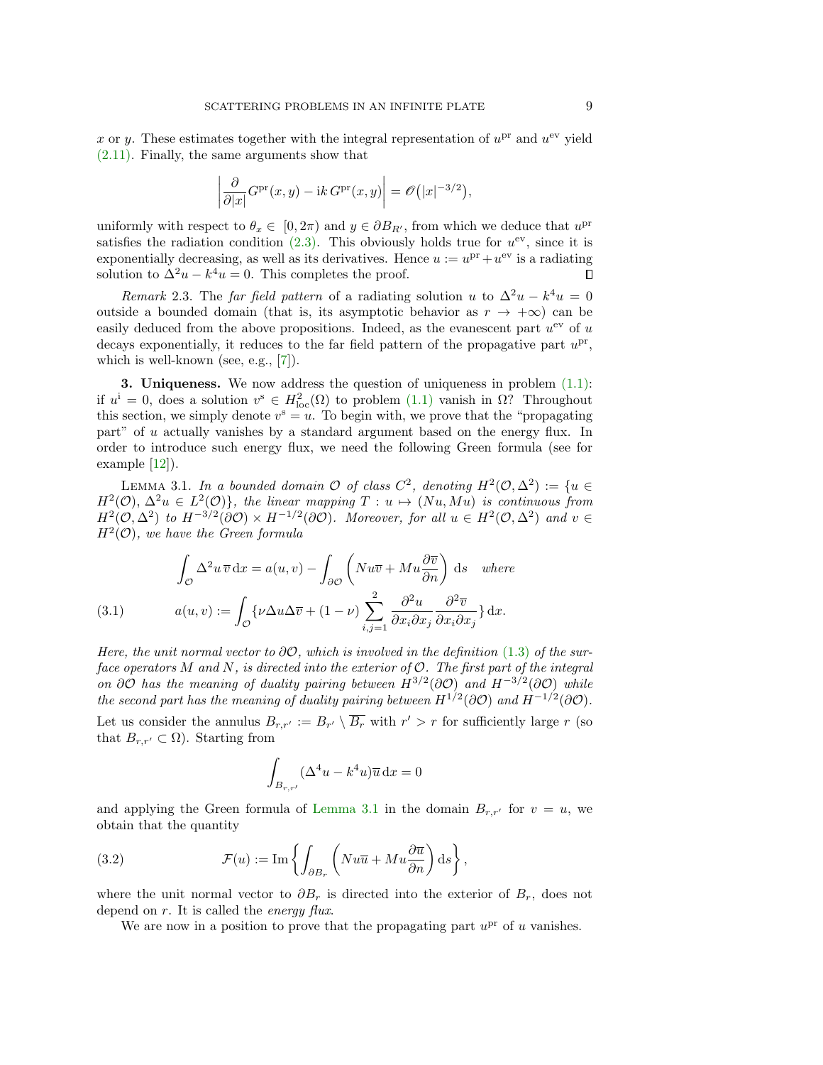$x$ or $y$. These estimates together with the integral representation of $u^{\mathrm{pr}}$ and $u^{\mathrm{ev}}$ yield (2.11). Finally, the same arguments show that

$$\left|\frac{\partial}{\partial |x|} G^{\mathrm{pr}}(x,y) - \mathrm{i}k\, G^{\mathrm{pr}}(x,y)\right| = \mathscr{O}\big(|x|^{-3/2}\big),$$

uniformly with respect to $\theta_x \in [0, 2\pi)$ and $y \in \partial B_{R'}$, from which we deduce that $u^{\mathrm{pr}}$ satisfies the radiation condition (2.3). This obviously holds true for $u^{\mathrm{ev}}$, since it is exponentially decreasing, as well as its derivatives. Hence $u := u^{\mathrm{pr}} + u^{\mathrm{ev}}$ is a radiating solution to $\Delta^2 u - k^4 u = 0$. This completes the proof. ∎

*Remark* 2.3. The *far field pattern* of a radiating solution $u$ to $\Delta^2 u - k^4 u = 0$ outside a bounded domain (that is, its asymptotic behavior as $r \to +\infty$) can be easily deduced from the above propositions. Indeed, as the evanescent part $u^{\mathrm{ev}}$ of $u$ decays exponentially, it reduces to the far field pattern of the propagative part $u^{\mathrm{pr}}$, which is well-known (see, e.g., [7]).

**3. Uniqueness.** We now address the question of uniqueness in problem (1.1): if $u^{\mathrm{i}} = 0$, does a solution $v^{\mathrm{s}} \in H^2_{\mathrm{loc}}(\Omega)$ to problem (1.1) vanish in $\Omega$? Throughout this section, we simply denote $v^{\mathrm{s}} = u$. To begin with, we prove that the "propagating part" of $u$ actually vanishes by a standard argument based on the energy flux. In order to introduce such energy flux, we need the following Green formula (see for example [12]).

LEMMA 3.1. *In a bounded domain $\mathcal{O}$ of class $C^2$, denoting $H^2(\mathcal{O}, \Delta^2) := \{u \in H^2(\mathcal{O}),\, \Delta^2 u \in L^2(\mathcal{O})\}$, the linear mapping $T : u \mapsto (Nu, Mu)$ is continuous from $H^2(\mathcal{O}, \Delta^2)$ to $H^{-3/2}(\partial\mathcal{O}) \times H^{-1/2}(\partial\mathcal{O})$. Moreover, for all $u \in H^2(\mathcal{O}, \Delta^2)$ and $v \in H^2(\mathcal{O})$, we have the Green formula*

$$\int_{\mathcal{O}} \Delta^2 u\, \overline{v}\, \mathrm{d}x = a(u,v) - \int_{\partial\mathcal{O}} \left( Nu\overline{v} + Mu\frac{\partial \overline{v}}{\partial n}\right) \mathrm{d}s \quad \text{where}$$

$$a(u,v) := \int_{\mathcal{O}} \{\nu \Delta u \Delta \overline{v} + (1-\nu)\sum_{i,j=1}^{2} \frac{\partial^2 u}{\partial x_i \partial x_j}\frac{\partial^2 \overline{v}}{\partial x_i \partial x_j}\}\, \mathrm{d}x. \tag{3.1}$$

*Here, the unit normal vector to $\partial\mathcal{O}$, which is involved in the definition (1.3) of the surface operators $M$ and $N$, is directed into the exterior of $\mathcal{O}$. The first part of the integral on $\partial\mathcal{O}$ has the meaning of duality pairing between $H^{3/2}(\partial\mathcal{O})$ and $H^{-3/2}(\partial\mathcal{O})$ while the second part has the meaning of duality pairing between $H^{1/2}(\partial\mathcal{O})$ and $H^{-1/2}(\partial\mathcal{O})$.*

Let us consider the annulus $B_{r,r'} := B_{r'} \setminus \overline{B_r}$ with $r' > r$ for sufficiently large $r$ (so that $B_{r,r'} \subset \Omega$). Starting from

$$\int_{B_{r,r'}} (\Delta^4 u - k^4 u)\overline{u}\, \mathrm{d}x = 0$$

and applying the Green formula of Lemma 3.1 in the domain $B_{r,r'}$ for $v = u$, we obtain that the quantity

$$\mathcal{F}(u) := \mathrm{Im}\left\{\int_{\partial B_r} \left( Nu\overline{u} + Mu\frac{\partial \overline{u}}{\partial n}\right) \mathrm{d}s\right\}, \tag{3.2}$$

where the unit normal vector to $\partial B_r$ is directed into the exterior of $B_r$, does not depend on $r$. It is called the *energy flux*.

We are now in a position to prove that the propagating part $u^{\mathrm{pr}}$ of $u$ vanishes.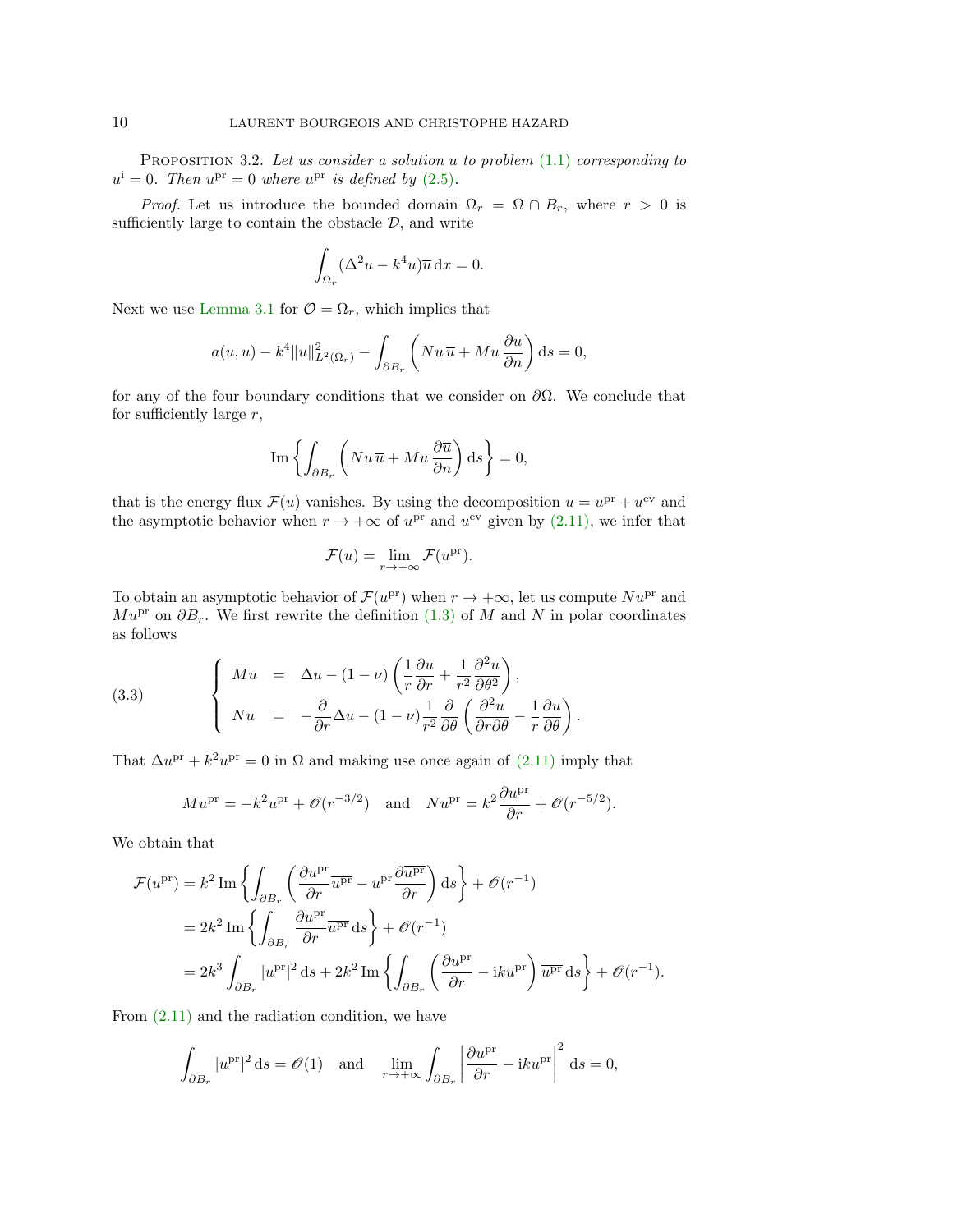Proposition 3.2. *Let us consider a solution $u$ to problem (1.1) corresponding to $u^{\rm i} = 0$. Then $u^{\rm pr} = 0$ where $u^{\rm pr}$ is defined by (2.5).*

*Proof.* Let us introduce the bounded domain $\Omega_r = \Omega \cap B_r$, where $r > 0$ is sufficiently large to contain the obstacle $\mathcal{D}$, and write

$$\int_{\Omega_r} (\Delta^2 u - k^4 u)\overline{u}\,{\rm d}x = 0.$$

Next we use Lemma 3.1 for $\mathcal{O} = \Omega_r$, which implies that

$$a(u,u) - k^4 \|u\|^2_{L^2(\Omega_r)} - \int_{\partial B_r} \left( Nu\,\overline{u} + Mu\,\frac{\partial \overline{u}}{\partial n}\right){\rm d}s = 0,$$

for any of the four boundary conditions that we consider on $\partial\Omega$. We conclude that for sufficiently large $r$,

$${\rm Im}\left\{ \int_{\partial B_r} \left( Nu\,\overline{u} + Mu\,\frac{\partial \overline{u}}{\partial n}\right){\rm d}s \right\} = 0,$$

that is the energy flux $\mathcal{F}(u)$ vanishes. By using the decomposition $u = u^{\rm pr} + u^{\rm ev}$ and the asymptotic behavior when $r \to +\infty$ of $u^{\rm pr}$ and $u^{\rm ev}$ given by (2.11), we infer that

$$\mathcal{F}(u) = \lim_{r\to+\infty} \mathcal{F}(u^{\rm pr}).$$

To obtain an asymptotic behavior of $\mathcal{F}(u^{\rm pr})$ when $r \to +\infty$, let us compute $Nu^{\rm pr}$ and $Mu^{\rm pr}$ on $\partial B_r$. We first rewrite the definition (1.3) of $M$ and $N$ in polar coordinates as follows

$$\left\{ \begin{array}{rcl} Mu &=& \Delta u - (1-\nu)\left( \dfrac{1}{r}\dfrac{\partial u}{\partial r} + \dfrac{1}{r^2}\dfrac{\partial^2 u}{\partial \theta^2}\right), \\ Nu &=& -\dfrac{\partial}{\partial r}\Delta u - (1-\nu)\dfrac{1}{r^2}\dfrac{\partial}{\partial \theta}\left( \dfrac{\partial^2 u}{\partial r \partial \theta} - \dfrac{1}{r}\dfrac{\partial u}{\partial \theta}\right). \end{array}\right. \tag{3.3}$$

That $\Delta u^{\rm pr} + k^2 u^{\rm pr} = 0$ in $\Omega$ and making use once again of (2.11) imply that

$$Mu^{\rm pr} = -k^2 u^{\rm pr} + \mathscr{O}(r^{-3/2}) \quad \text{and} \quad Nu^{\rm pr} = k^2 \frac{\partial u^{\rm pr}}{\partial r} + \mathscr{O}(r^{-5/2}).$$

We obtain that

$$\begin{aligned} \mathcal{F}(u^{\rm pr}) &= k^2\,{\rm Im}\left\{ \int_{\partial B_r} \left( \frac{\partial u^{\rm pr}}{\partial r}\overline{u^{\rm pr}} - u^{\rm pr}\frac{\partial \overline{u^{\rm pr}}}{\partial r}\right){\rm d}s \right\} + \mathscr{O}(r^{-1}) \\ &= 2k^2\,{\rm Im}\left\{ \int_{\partial B_r} \frac{\partial u^{\rm pr}}{\partial r}\overline{u^{\rm pr}}\,{\rm d}s \right\} + \mathscr{O}(r^{-1}) \\ &= 2k^3 \int_{\partial B_r} |u^{\rm pr}|^2\,{\rm d}s + 2k^2\,{\rm Im}\left\{ \int_{\partial B_r} \left( \frac{\partial u^{\rm pr}}{\partial r} - {\rm i}k u^{\rm pr}\right)\overline{u^{\rm pr}}\,{\rm d}s \right\} + \mathscr{O}(r^{-1}). \end{aligned}$$

From (2.11) and the radiation condition, we have

$$\int_{\partial B_r} |u^{\rm pr}|^2\,{\rm d}s = \mathscr{O}(1) \quad \text{and} \quad \lim_{r\to+\infty} \int_{\partial B_r} \left| \frac{\partial u^{\rm pr}}{\partial r} - {\rm i}k u^{\rm pr}\right|^2 {\rm d}s = 0,$$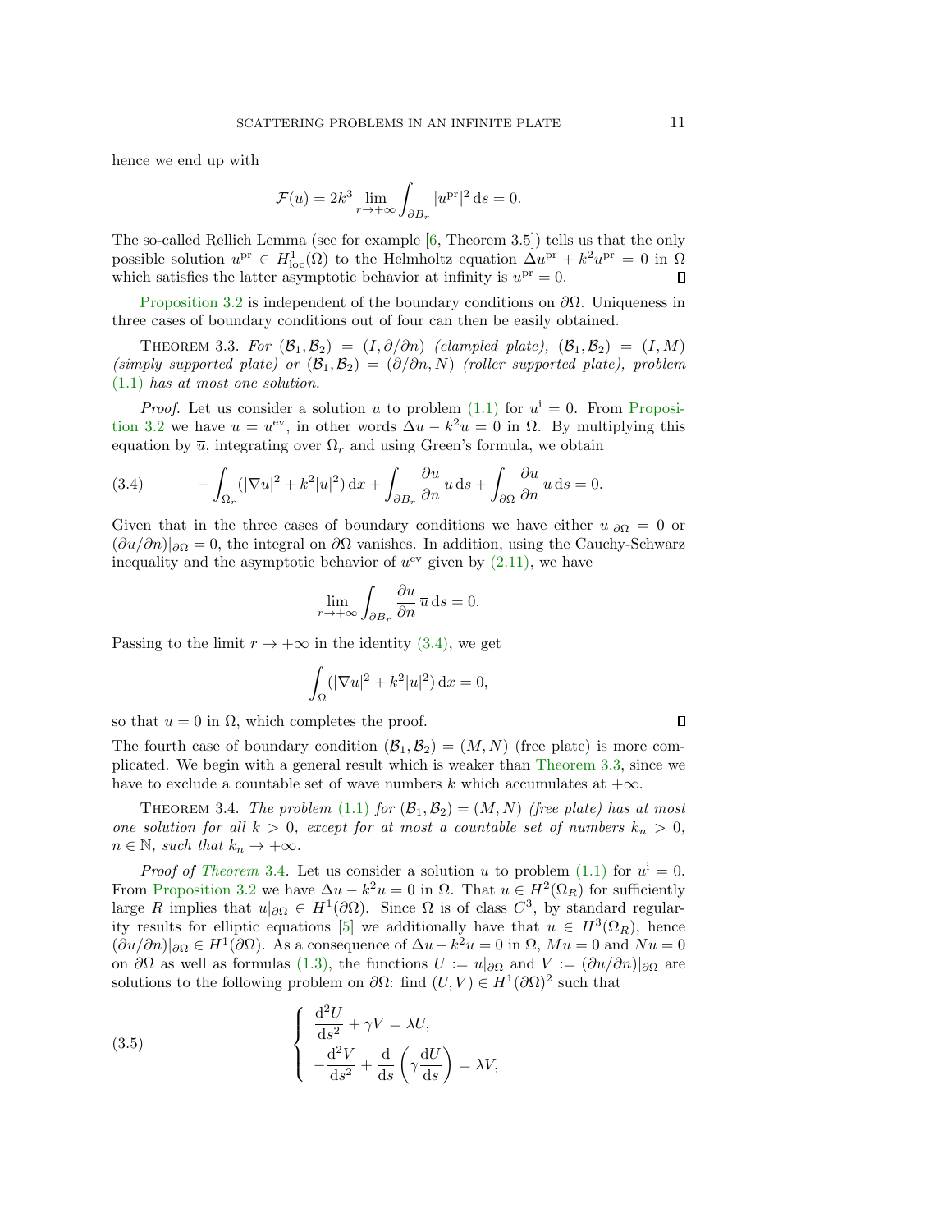hence we end up with

$$\mathcal{F}(u) = 2k^3 \lim_{r\to+\infty} \int_{\partial B_r} |u^{\rm pr}|^2 \,{\rm d}s = 0.$$

The so-called Rellich Lemma (see for example [6, Theorem 3.5]) tells us that the only possible solution $u^{\rm pr} \in H^1_{\rm loc}(\Omega)$ to the Helmholtz equation $\Delta u^{\rm pr} + k^2 u^{\rm pr} = 0$ in $\Omega$ which satisfies the latter asymptotic behavior at infinity is $u^{\rm pr} = 0$. ∎

Proposition 3.2 is independent of the boundary conditions on $\partial\Omega$. Uniqueness in three cases of boundary conditions out of four can then be easily obtained.

THEOREM 3.3. *For $(\mathcal{B}_1, \mathcal{B}_2) = (I, \partial/\partial n)$ (clampled plate), $(\mathcal{B}_1, \mathcal{B}_2) = (I, M)$ (simply supported plate) or $(\mathcal{B}_1, \mathcal{B}_2) = (\partial/\partial n, N)$ (roller supported plate), problem (1.1) has at most one solution.*

*Proof.* Let us consider a solution $u$ to problem (1.1) for $u^{\rm i} = 0$. From Proposition 3.2 we have $u = u^{\rm ev}$, in other words $\Delta u - k^2 u = 0$ in $\Omega$. By multiplying this equation by $\overline{u}$, integrating over $\Omega_r$ and using Green's formula, we obtain

$$-\int_{\Omega_r} (|\nabla u|^2 + k^2|u|^2)\,{\rm d}x + \int_{\partial B_r} \frac{\partial u}{\partial n}\,\overline{u}\,{\rm d}s + \int_{\partial\Omega} \frac{\partial u}{\partial n}\,\overline{u}\,{\rm d}s = 0. \tag{3.4}$$

Given that in the three cases of boundary conditions we have either $u|_{\partial\Omega} = 0$ or $(\partial u/\partial n)|_{\partial\Omega} = 0$, the integral on $\partial\Omega$ vanishes. In addition, using the Cauchy-Schwarz inequality and the asymptotic behavior of $u^{\rm ev}$ given by (2.11), we have

$$\lim_{r\to+\infty} \int_{\partial B_r} \frac{\partial u}{\partial n}\,\overline{u}\,{\rm d}s = 0.$$

Passing to the limit $r \to +\infty$ in the identity (3.4), we get

$$\int_{\Omega} (|\nabla u|^2 + k^2|u|^2)\,{\rm d}x = 0,$$

so that $u = 0$ in $\Omega$, which completes the proof. ∎

The fourth case of boundary condition $(\mathcal{B}_1, \mathcal{B}_2) = (M, N)$ (free plate) is more complicated. We begin with a general result which is weaker than Theorem 3.3, since we have to exclude a countable set of wave numbers $k$ which accumulates at $+\infty$.

THEOREM 3.4. *The problem (1.1) for $(\mathcal{B}_1, \mathcal{B}_2) = (M, N)$ (free plate) has at most one solution for all $k > 0$, except for at most a countable set of numbers $k_n > 0$, $n \in \mathbb{N}$, such that $k_n \to +\infty$.*

*Proof of Theorem 3.4.* Let us consider a solution $u$ to problem (1.1) for $u^{\rm i} = 0$. From Proposition 3.2 we have $\Delta u - k^2 u = 0$ in $\Omega$. That $u \in H^2(\Omega_R)$ for sufficiently large $R$ implies that $u|_{\partial\Omega} \in H^1(\partial\Omega)$. Since $\Omega$ is of class $C^3$, by standard regularity results for elliptic equations [5] we additionally have that $u \in H^3(\Omega_R)$, hence $(\partial u/\partial n)|_{\partial\Omega} \in H^1(\partial\Omega)$. As a consequence of $\Delta u - k^2 u = 0$ in $\Omega$, $Mu = 0$ and $Nu = 0$ on $\partial\Omega$ as well as formulas (1.3), the functions $U := u|_{\partial\Omega}$ and $V := (\partial u/\partial n)|_{\partial\Omega}$ are solutions to the following problem on $\partial\Omega$: find $(U, V) \in H^1(\partial\Omega)^2$ such that

$$\left\{\begin{array}{l} \dfrac{{\rm d}^2 U}{{\rm d}s^2} + \gamma V = \lambda U, \\[2mm] -\dfrac{{\rm d}^2 V}{{\rm d}s^2} + \dfrac{{\rm d}}{{\rm d}s}\left(\gamma \dfrac{{\rm d}U}{{\rm d}s}\right) = \lambda V, \end{array}\right. \tag{3.5}$$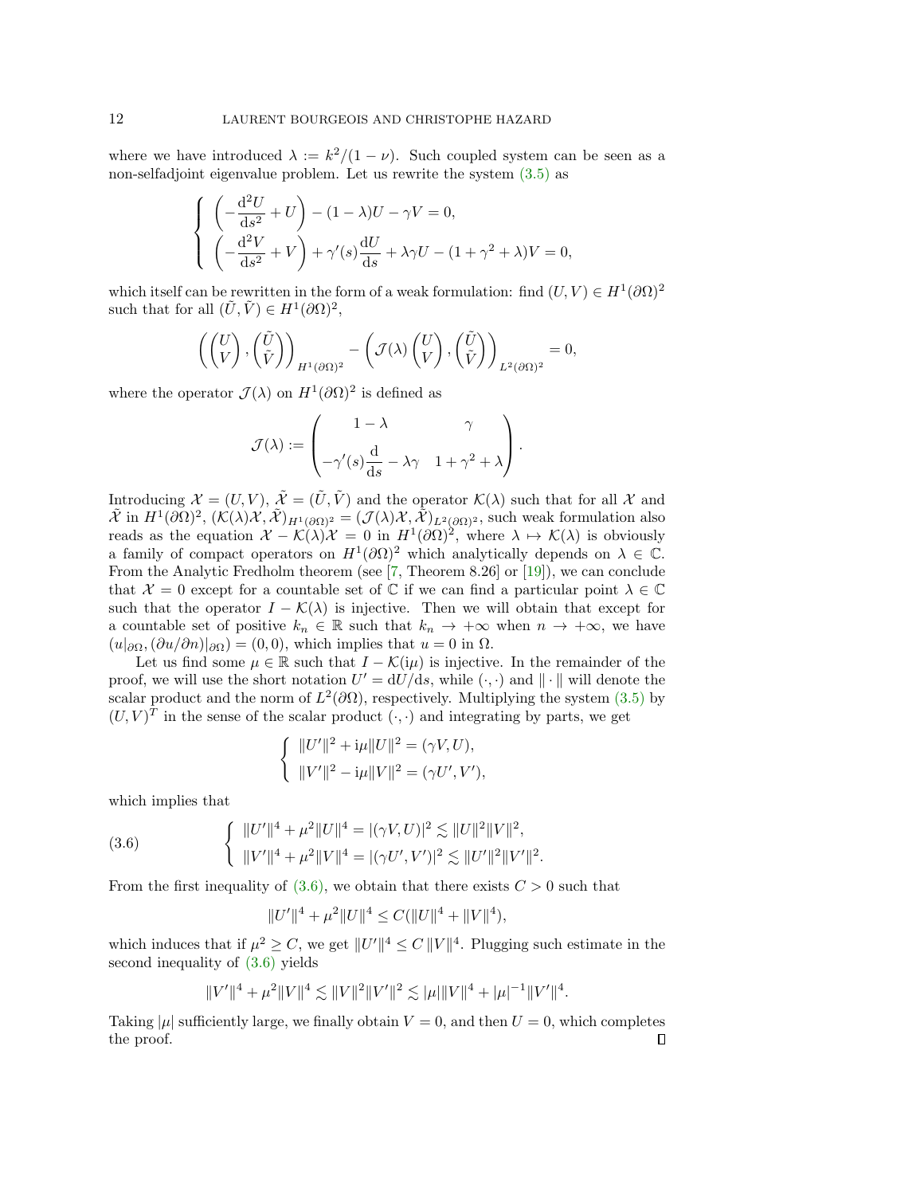where we have introduced $\lambda := k^2/(1-\nu)$. Such coupled system can be seen as a non-selfadjoint eigenvalue problem. Let us rewrite the system (3.5) as

$$
\left\{
\begin{array}{l}
\left(-\dfrac{\mathrm{d}^2 U}{\mathrm{d}s^2} + U\right) - (1-\lambda)U - \gamma V = 0, \\[2ex]
\left(-\dfrac{\mathrm{d}^2 V}{\mathrm{d}s^2} + V\right) + \gamma'(s)\dfrac{\mathrm{d}U}{\mathrm{d}s} + \lambda\gamma U - (1+\gamma^2+\lambda)V = 0,
\end{array}
\right.
$$

which itself can be rewritten in the form of a weak formulation: find $(U,V) \in H^1(\partial\Omega)^2$ such that for all $(\tilde{U},\tilde{V}) \in H^1(\partial\Omega)^2$,

$$
\left( \begin{pmatrix} U \\ V \end{pmatrix}, \begin{pmatrix} \tilde{U} \\ \tilde{V} \end{pmatrix} \right)_{H^1(\partial\Omega)^2} - \left( \mathcal{J}(\lambda) \begin{pmatrix} U \\ V \end{pmatrix}, \begin{pmatrix} \tilde{U} \\ \tilde{V} \end{pmatrix} \right)_{L^2(\partial\Omega)^2} = 0,
$$

where the operator $\mathcal{J}(\lambda)$ on $H^1(\partial\Omega)^2$ is defined as

$$
\mathcal{J}(\lambda) := \begin{pmatrix} 1-\lambda & \gamma \\[2ex] -\gamma'(s)\dfrac{\mathrm{d}}{\mathrm{d}s} - \lambda\gamma & 1+\gamma^2+\lambda \end{pmatrix}.
$$

Introducing $\mathcal{X} = (U,V)$, $\tilde{\mathcal{X}} = (\tilde{U},\tilde{V})$ and the operator $\mathcal{K}(\lambda)$ such that for all $\mathcal{X}$ and $\tilde{\mathcal{X}}$ in $H^1(\partial\Omega)^2$, $(\mathcal{K}(\lambda)\mathcal{X},\tilde{\mathcal{X}})_{H^1(\partial\Omega)^2} = (\mathcal{J}(\lambda)\mathcal{X},\tilde{\mathcal{X}})_{L^2(\partial\Omega)^2}$, such weak formulation also reads as the equation $\mathcal{X} - \mathcal{K}(\lambda)\mathcal{X} = 0$ in $H^1(\partial\Omega)^2$, where $\lambda \mapsto \mathcal{K}(\lambda)$ is obviously a family of compact operators on $H^1(\partial\Omega)^2$ which analytically depends on $\lambda \in \mathbb{C}$. From the Analytic Fredholm theorem (see [7, Theorem 8.26] or [19]), we can conclude that $\mathcal{X} = 0$ except for a countable set of $\mathbb{C}$ if we can find a particular point $\lambda \in \mathbb{C}$ such that the operator $I - \mathcal{K}(\lambda)$ is injective. Then we will obtain that except for a countable set of positive $k_n \in \mathbb{R}$ such that $k_n \to +\infty$ when $n \to +\infty$, we have $(u|_{\partial\Omega}, (\partial u/\partial n)|_{\partial\Omega}) = (0,0)$, which implies that $u = 0$ in $\Omega$.

Let us find some $\mu \in \mathbb{R}$ such that $I - \mathcal{K}(\mathrm{i}\mu)$ is injective. In the remainder of the proof, we will use the short notation $U' = \mathrm{d}U/\mathrm{d}s$, while $(\cdot,\cdot)$ and $\|\cdot\|$ will denote the scalar product and the norm of $L^2(\partial\Omega)$, respectively. Multiplying the system (3.5) by $(U,V)^T$ in the sense of the scalar product $(\cdot,\cdot)$ and integrating by parts, we get

$$
\left\{
\begin{array}{l}
\|U'\|^2 + \mathrm{i}\mu\|U\|^2 = (\gamma V, U), \\
\|V'\|^2 - \mathrm{i}\mu\|V\|^2 = (\gamma U', V'),
\end{array}
\right.
$$

which implies that

$$
\left\{
\begin{array}{l}
\|U'\|^4 + \mu^2\|U\|^4 = |(\gamma V, U)|^2 \lesssim \|U\|^2\|V\|^2, \\
\|V'\|^4 + \mu^2\|V\|^4 = |(\gamma U', V')|^2 \lesssim \|U'\|^2\|V'\|^2.
\end{array}
\right.
\tag{3.6}
$$

From the first inequality of (3.6), we obtain that there exists $C > 0$ such that

$$
\|U'\|^4 + \mu^2\|U\|^4 \leq C(\|U\|^4 + \|V\|^4),
$$

which induces that if $\mu^2 \geq C$, we get $\|U'\|^4 \leq C\,\|V\|^4$. Plugging such estimate in the second inequality of (3.6) yields

$$
\|V'\|^4 + \mu^2\|V\|^4 \lesssim \|V\|^2\|V'\|^2 \lesssim |\mu|\|V\|^4 + |\mu|^{-1}\|V'\|^4.
$$

Taking $|\mu|$ sufficiently large, we finally obtain $V = 0$, and then $U = 0$, which completes the proof. $\square$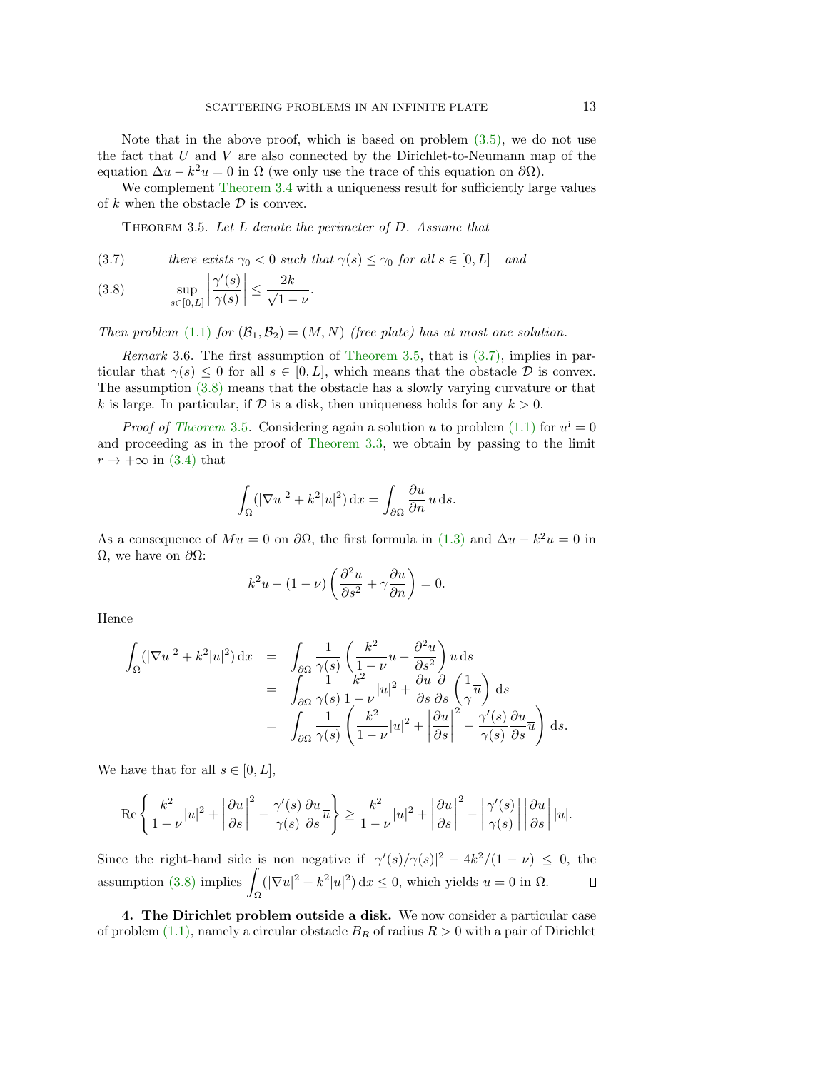Note that in the above proof, which is based on problem (3.5), we do not use the fact that $U$ and $V$ are also connected by the Dirichlet-to-Neumann map of the equation $\Delta u - k^2 u = 0$ in $\Omega$ (we only use the trace of this equation on $\partial\Omega$).

We complement Theorem 3.4 with a uniqueness result for sufficiently large values of $k$ when the obstacle $\mathcal{D}$ is convex.

Theorem 3.5. *Let $L$ denote the perimeter of $D$. Assume that*

$$\text{there exists } \gamma_0 < 0 \text{ such that } \gamma(s) \leq \gamma_0 \text{ for all } s \in [0, L] \quad \text{and} \tag{3.7}$$

$$\sup_{s\in[0,L]} \left| \frac{\gamma'(s)}{\gamma(s)} \right| \leq \frac{2k}{\sqrt{1-\nu}}. \tag{3.8}$$

*Then problem (1.1) for $(\mathcal{B}_1, \mathcal{B}_2) = (M, N)$ (free plate) has at most one solution.*

*Remark* 3.6. The first assumption of Theorem 3.5, that is (3.7), implies in particular that $\gamma(s) \leq 0$ for all $s \in [0, L]$, which means that the obstacle $\mathcal{D}$ is convex. The assumption (3.8) means that the obstacle has a slowly varying curvature or that $k$ is large. In particular, if $\mathcal{D}$ is a disk, then uniqueness holds for any $k > 0$.

*Proof of Theorem 3.5.* Considering again a solution $u$ to problem (1.1) for $u^{\mathrm{i}} = 0$ and proceeding as in the proof of Theorem 3.3, we obtain by passing to the limit $r \to +\infty$ in (3.4) that

$$\int_\Omega (|\nabla u|^2 + k^2 |u|^2)\,\mathrm{d}x = \int_{\partial\Omega} \frac{\partial u}{\partial n}\,\overline{u}\,\mathrm{d}s.$$

As a consequence of $Mu = 0$ on $\partial\Omega$, the first formula in (1.3) and $\Delta u - k^2 u = 0$ in $\Omega$, we have on $\partial\Omega$:

$$k^2 u - (1-\nu)\left(\frac{\partial^2 u}{\partial s^2} + \gamma \frac{\partial u}{\partial n}\right) = 0.$$

Hence

$$\begin{aligned}
\int_\Omega (|\nabla u|^2 + k^2|u|^2)\,\mathrm{d}x &= \int_{\partial\Omega} \frac{1}{\gamma(s)}\left(\frac{k^2}{1-\nu}u - \frac{\partial^2 u}{\partial s^2}\right)\overline{u}\,\mathrm{d}s \\
&= \int_{\partial\Omega} \frac{1}{\gamma(s)}\frac{k^2}{1-\nu}|u|^2 + \frac{\partial u}{\partial s}\frac{\partial}{\partial s}\left(\frac{1}{\gamma}\overline{u}\right)\,\mathrm{d}s \\
&= \int_{\partial\Omega} \frac{1}{\gamma(s)}\left(\frac{k^2}{1-\nu}|u|^2 + \left|\frac{\partial u}{\partial s}\right|^2 - \frac{\gamma'(s)}{\gamma(s)}\frac{\partial u}{\partial s}\overline{u}\right)\,\mathrm{d}s.
\end{aligned}$$

We have that for all $s \in [0, L]$,

$$\mathrm{Re}\left\{\frac{k^2}{1-\nu}|u|^2 + \left|\frac{\partial u}{\partial s}\right|^2 - \frac{\gamma'(s)}{\gamma(s)}\frac{\partial u}{\partial s}\overline{u}\right\} \geq \frac{k^2}{1-\nu}|u|^2 + \left|\frac{\partial u}{\partial s}\right|^2 - \left|\frac{\gamma'(s)}{\gamma(s)}\right|\left|\frac{\partial u}{\partial s}\right||u|.$$

Since the right-hand side is non negative if $|\gamma'(s)/\gamma(s)|^2 - 4k^2/(1-\nu) \leq 0$, the assumption (3.8) implies $\displaystyle\int_\Omega (|\nabla u|^2 + k^2|u|^2)\,\mathrm{d}x \leq 0$, which yields $u = 0$ in $\Omega$. ∎

**4. The Dirichlet problem outside a disk.** We now consider a particular case of problem (1.1), namely a circular obstacle $B_R$ of radius $R > 0$ with a pair of Dirichlet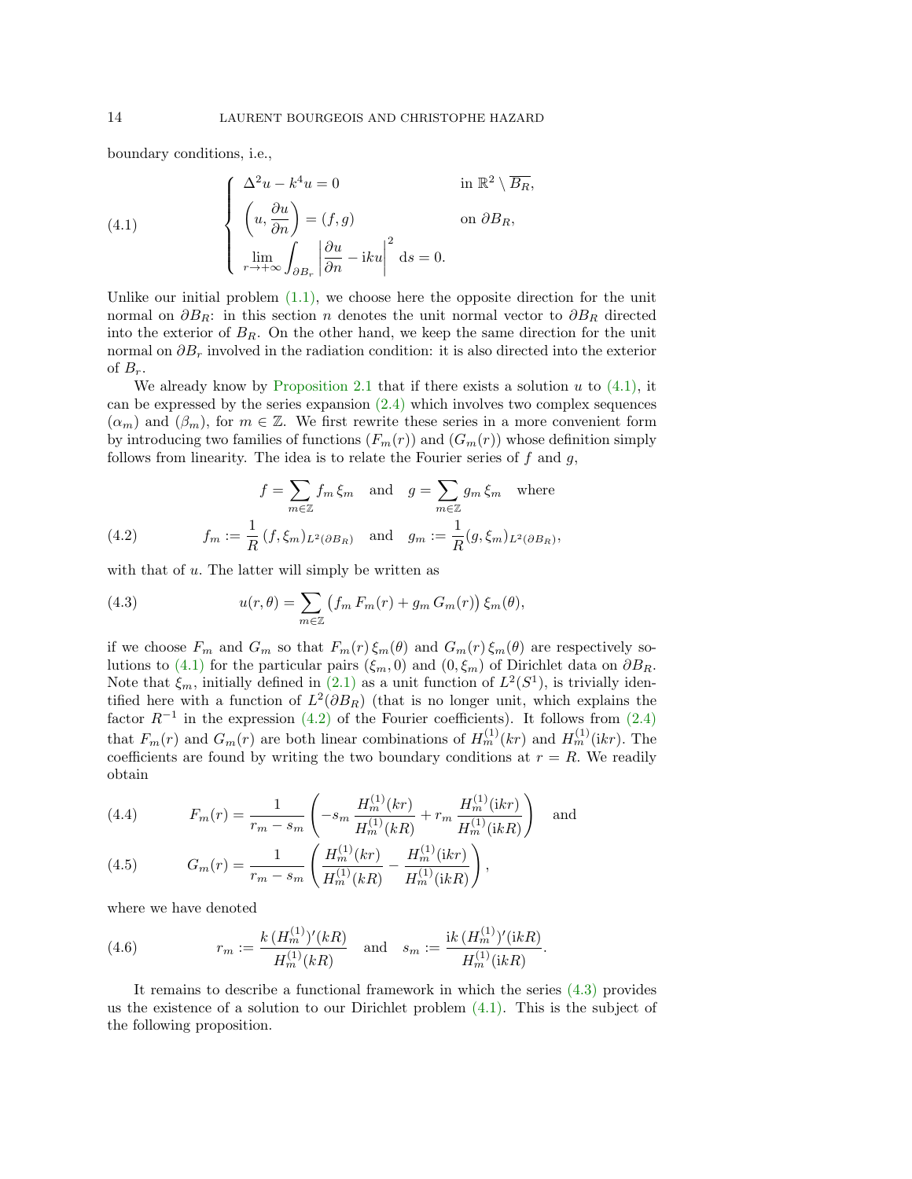boundary conditions, i.e.,

$$
\begin{cases}
\Delta^2 u - k^4 u = 0 & \text{in } \mathbb{R}^2 \setminus \overline{B_R}, \\
\left(u, \dfrac{\partial u}{\partial n}\right) = (f, g) & \text{on } \partial B_R, \\
\lim\limits_{r \to +\infty} \displaystyle\int_{\partial B_r} \left| \dfrac{\partial u}{\partial n} - \mathrm{i}ku \right|^2 \mathrm{d}s = 0.
\end{cases}
\tag{4.1}
$$

Unlike our initial problem (1.1), we choose here the opposite direction for the unit normal on $\partial B_R$: in this section $n$ denotes the unit normal vector to $\partial B_R$ directed into the exterior of $B_R$. On the other hand, we keep the same direction for the unit normal on $\partial B_r$ involved in the radiation condition: it is also directed into the exterior of $B_r$.

We already know by Proposition 2.1 that if there exists a solution $u$ to (4.1), it can be expressed by the series expansion (2.4) which involves two complex sequences $(\alpha_m)$ and $(\beta_m)$, for $m \in \mathbb{Z}$. We first rewrite these series in a more convenient form by introducing two families of functions $(F_m(r))$ and $(G_m(r))$ whose definition simply follows from linearity. The idea is to relate the Fourier series of $f$ and $g$,

$$
f = \sum_{m \in \mathbb{Z}} f_m \, \xi_m \quad \text{and} \quad g = \sum_{m \in \mathbb{Z}} g_m \, \xi_m \quad \text{where}
$$

$$
f_m := \frac{1}{R} \, (f, \xi_m)_{L^2(\partial B_R)} \quad \text{and} \quad g_m := \frac{1}{R} (g, \xi_m)_{L^2(\partial B_R)},
\tag{4.2}
$$

with that of $u$. The latter will simply be written as

$$
u(r, \theta) = \sum_{m \in \mathbb{Z}} \left( f_m \, F_m(r) + g_m \, G_m(r) \right) \xi_m(\theta),
\tag{4.3}
$$

if we choose $F_m$ and $G_m$ so that $F_m(r) \, \xi_m(\theta)$ and $G_m(r) \, \xi_m(\theta)$ are respectively solutions to (4.1) for the particular pairs $(\xi_m, 0)$ and $(0, \xi_m)$ of Dirichlet data on $\partial B_R$. Note that $\xi_m$, initially defined in (2.1) as a unit function of $L^2(S^1)$, is trivially identified here with a function of $L^2(\partial B_R)$ (that is no longer unit, which explains the factor $R^{-1}$ in the expression (4.2) of the Fourier coefficients). It follows from (2.4) that $F_m(r)$ and $G_m(r)$ are both linear combinations of $H_m^{(1)}(kr)$ and $H_m^{(1)}(\mathrm{i}kr)$. The coefficients are found by writing the two boundary conditions at $r = R$. We readily obtain

$$
F_m(r) = \frac{1}{r_m - s_m} \left( -s_m \, \frac{H_m^{(1)}(kr)}{H_m^{(1)}(kR)} + r_m \, \frac{H_m^{(1)}(\mathrm{i}kr)}{H_m^{(1)}(\mathrm{i}kR)} \right) \quad \text{and}
\tag{4.4}
$$

$$
G_m(r) = \frac{1}{r_m - s_m} \left( \frac{H_m^{(1)}(kr)}{H_m^{(1)}(kR)} - \frac{H_m^{(1)}(\mathrm{i}kr)}{H_m^{(1)}(\mathrm{i}kR)} \right),
\tag{4.5}
$$

where we have denoted

$$
r_m := \frac{k \, (H_m^{(1)})'(kR)}{H_m^{(1)}(kR)} \quad \text{and} \quad s_m := \frac{\mathrm{i}k \, (H_m^{(1)})'(\mathrm{i}kR)}{H_m^{(1)}(\mathrm{i}kR)}.
\tag{4.6}
$$

It remains to describe a functional framework in which the series (4.3) provides us the existence of a solution to our Dirichlet problem (4.1). This is the subject of the following proposition.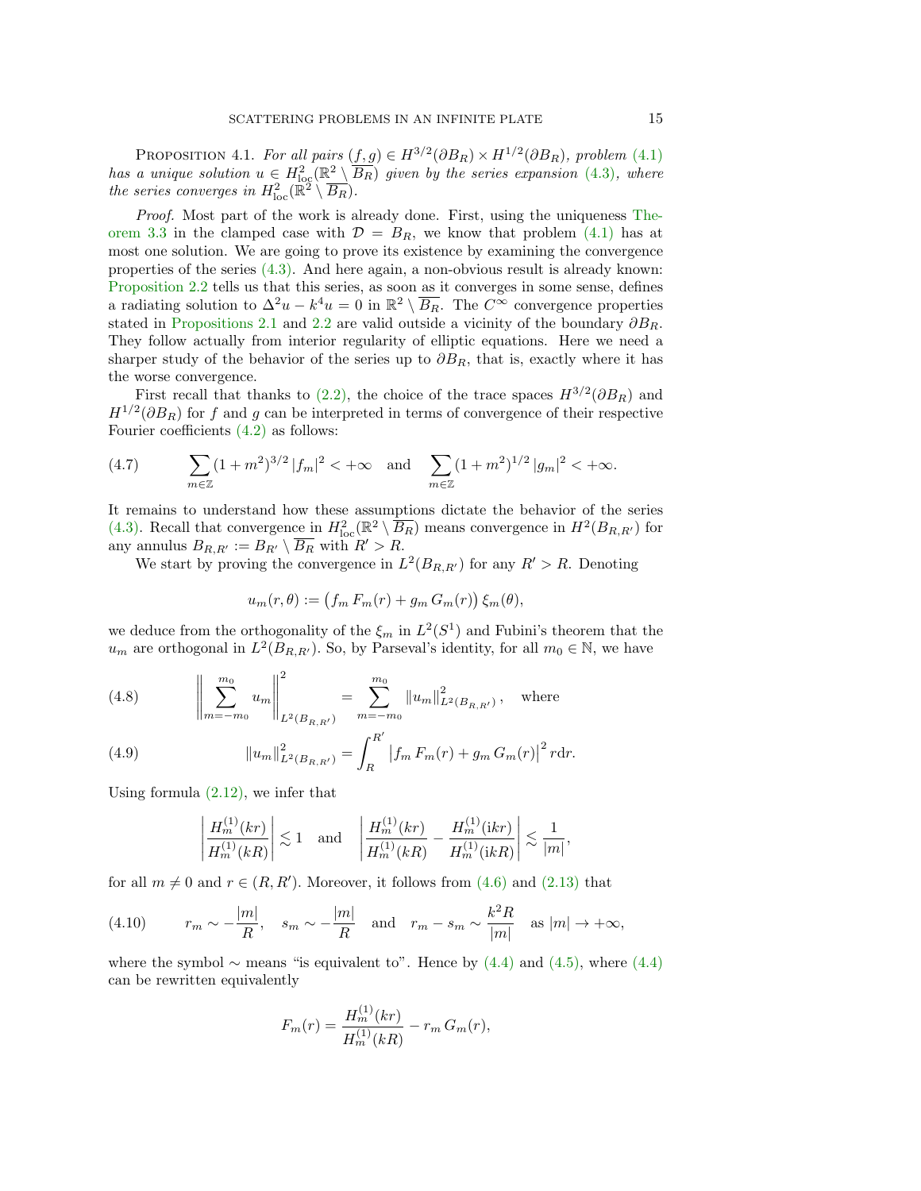Proposition 4.1. *For all pairs $(f, g) \in H^{3/2}(\partial B_R) \times H^{1/2}(\partial B_R)$, problem (4.1) has a unique solution $u \in H^2_{\mathrm{loc}}(\mathbb{R}^2 \setminus \overline{B_R})$ given by the series expansion (4.3), where the series converges in $H^2_{\mathrm{loc}}(\mathbb{R}^2 \setminus \overline{B_R})$.*

*Proof.* Most part of the work is already done. First, using the uniqueness Theorem 3.3 in the clamped case with $\mathcal{D} = B_R$, we know that problem (4.1) has at most one solution. We are going to prove its existence by examining the convergence properties of the series (4.3). And here again, a non-obvious result is already known: Proposition 2.2 tells us that this series, as soon as it converges in some sense, defines a radiating solution to $\Delta^2 u - k^4 u = 0$ in $\mathbb{R}^2 \setminus \overline{B_R}$. The $C^\infty$ convergence properties stated in Propositions 2.1 and 2.2 are valid outside a vicinity of the boundary $\partial B_R$. They follow actually from interior regularity of elliptic equations. Here we need a sharper study of the behavior of the series up to $\partial B_R$, that is, exactly where it has the worse convergence.

First recall that thanks to (2.2), the choice of the trace spaces $H^{3/2}(\partial B_R)$ and $H^{1/2}(\partial B_R)$ for $f$ and $g$ can be interpreted in terms of convergence of their respective Fourier coefficients (4.2) as follows:

$$\sum_{m \in \mathbb{Z}} (1+m^2)^{3/2} \, |f_m|^2 < +\infty \quad \text{and} \quad \sum_{m \in \mathbb{Z}} (1+m^2)^{1/2} \, |g_m|^2 < +\infty. \tag{4.7}$$

It remains to understand how these assumptions dictate the behavior of the series (4.3). Recall that convergence in $H^2_{\mathrm{loc}}(\mathbb{R}^2 \setminus \overline{B_R})$ means convergence in $H^2(B_{R,R'})$ for any annulus $B_{R,R'} := B_{R'} \setminus \overline{B_R}$ with $R' > R$.

We start by proving the convergence in $L^2(B_{R,R'})$ for any $R' > R$. Denoting

$$u_m(r,\theta) := \big(f_m \, F_m(r) + g_m \, G_m(r)\big)\, \xi_m(\theta),$$

we deduce from the orthogonality of the $\xi_m$ in $L^2(S^1)$ and Fubini's theorem that the $u_m$ are orthogonal in $L^2(B_{R,R'})$. So, by Parseval's identity, for all $m_0 \in \mathbb{N}$, we have

$$\left\| \sum_{m=-m_0}^{m_0} u_m \right\|^2_{L^2(B_{R,R'})} = \sum_{m=-m_0}^{m_0} \|u_m\|^2_{L^2(B_{R,R'})}, \quad \text{where} \tag{4.8}$$

$$\|u_m\|^2_{L^2(B_{R,R'})} = \int_R^{R'} \big| f_m \, F_m(r) + g_m \, G_m(r) \big|^2 \, r \mathrm{d}r. \tag{4.9}$$

Using formula (2.12), we infer that

$$\left| \frac{H_m^{(1)}(kr)}{H_m^{(1)}(kR)} \right| \lesssim 1 \quad \text{and} \quad \left| \frac{H_m^{(1)}(kr)}{H_m^{(1)}(kR)} - \frac{H_m^{(1)}(\mathrm{i}kr)}{H_m^{(1)}(\mathrm{i}kR)} \right| \lesssim \frac{1}{|m|},$$

for all $m \neq 0$ and $r \in (R, R')$. Moreover, it follows from (4.6) and (2.13) that

$$r_m \sim -\frac{|m|}{R}, \quad s_m \sim -\frac{|m|}{R} \quad \text{and} \quad r_m - s_m \sim \frac{k^2 R}{|m|} \quad \text{as } |m| \to +\infty, \tag{4.10}$$

where the symbol $\sim$ means "is equivalent to". Hence by (4.4) and (4.5), where (4.4) can be rewritten equivalently

$$F_m(r) = \frac{H_m^{(1)}(kr)}{H_m^{(1)}(kR)} - r_m \, G_m(r),$$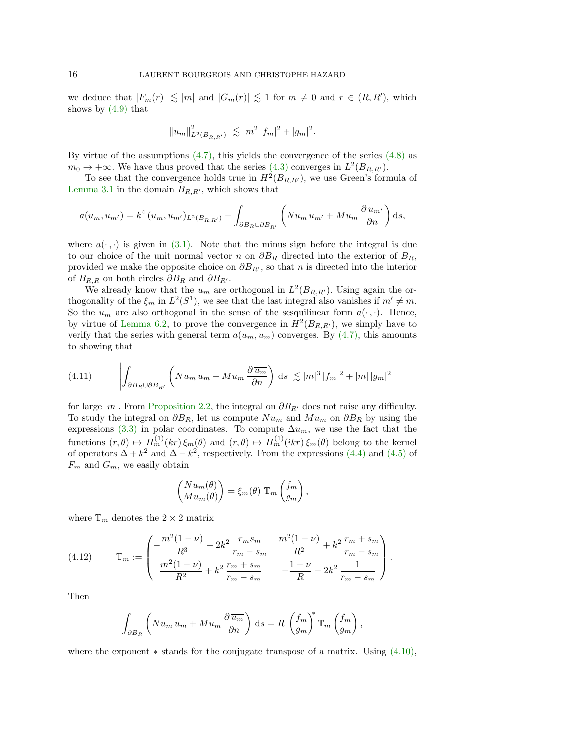we deduce that $|F_m(r)| \lesssim |m|$ and $|G_m(r)| \lesssim 1$ for $m \neq 0$ and $r \in (R, R')$, which shows by (4.9) that

$$\|u_m\|^2_{L^2(B_{R,R'})} \lesssim m^2 \, |f_m|^2 + |g_m|^2.$$

By virtue of the assumptions (4.7), this yields the convergence of the series (4.8) as $m_0 \to +\infty$. We have thus proved that the series (4.3) converges in $L^2(B_{R,R'})$.

To see that the convergence holds true in $H^2(B_{R,R'})$, we use Green's formula of Lemma 3.1 in the domain $B_{R,R'}$, which shows that

$$a(u_m, u_{m'}) = k^4 \, (u_m, u_{m'})_{L^2(B_{R,R'})} - \int_{\partial B_R \cup \partial B_{R'}} \left( N u_m \, \overline{u_{m'}} + M u_m \, \frac{\partial \, \overline{u_{m'}}}{\partial n} \right) \mathrm{d}s,$$

where $a(\cdot\,,\cdot)$ is given in (3.1). Note that the minus sign before the integral is due to our choice of the unit normal vector $n$ on $\partial B_R$ directed into the exterior of $B_R$, provided we make the opposite choice on $\partial B_{R'}$, so that $n$ is directed into the interior of $B_{R,R}$ on both circles $\partial B_R$ and $\partial B_{R'}$.

We already know that the $u_m$ are orthogonal in $L^2(B_{R,R'})$. Using again the orthogonality of the $\xi_m$ in $L^2(S^1)$, we see that the last integral also vanishes if $m' \neq m$. So the $u_m$ are also orthogonal in the sense of the sesquilinear form $a(\cdot\,,\cdot)$. Hence, by virtue of Lemma 6.2, to prove the convergence in $H^2(B_{R,R'})$, we simply have to verify that the series with general term $a(u_m, u_m)$ converges. By (4.7), this amounts to showing that

$$\left| \int_{\partial B_R \cup \partial B_{R'}} \left( N u_m \, \overline{u_m} + M u_m \, \frac{\partial \, \overline{u_m}}{\partial n} \right) \, \mathrm{d}s \right| \lesssim |m|^3 \, |f_m|^2 + |m| \, |g_m|^2 \tag{4.11}$$

for large $|m|$. From Proposition 2.2, the integral on $\partial B_{R'}$ does not raise any difficulty. To study the integral on $\partial B_R$, let us compute $N u_m$ and $M u_m$ on $\partial B_R$ by using the expressions (3.3) in polar coordinates. To compute $\Delta u_m$, we use the fact that the functions $(r, \theta) \mapsto H^{(1)}_m(kr) \, \xi_m(\theta)$ and $(r, \theta) \mapsto H^{(1)}_m(ikr) \, \xi_m(\theta)$ belong to the kernel of operators $\Delta + k^2$ and $\Delta - k^2$, respectively. From the expressions (4.4) and (4.5) of $F_m$ and $G_m$, we easily obtain

$$\begin{pmatrix} N u_m(\theta) \\ M u_m(\theta) \end{pmatrix} = \xi_m(\theta) \; \mathbb{T}_m \begin{pmatrix} f_m \\ g_m \end{pmatrix},$$

where $\mathbb{T}_m$ denotes the $2 \times 2$ matrix

$$\mathbb{T}_m := \begin{pmatrix} -\dfrac{m^2(1-\nu)}{R^3} - 2k^2 \, \dfrac{r_m s_m}{r_m - s_m} & \dfrac{m^2(1-\nu)}{R^2} + k^2 \, \dfrac{r_m + s_m}{r_m - s_m} \\[2ex] \dfrac{m^2(1-\nu)}{R^2} + k^2 \, \dfrac{r_m + s_m}{r_m - s_m} & -\dfrac{1-\nu}{R} - 2k^2 \, \dfrac{1}{r_m - s_m} \end{pmatrix}. \tag{4.12}$$

Then

$$\int_{\partial B_R} \left( N u_m \, \overline{u_m} + M u_m \, \frac{\partial \, \overline{u_m}}{\partial n} \right) \, \mathrm{d}s = R \, \begin{pmatrix} f_m \\ g_m \end{pmatrix}^* \mathbb{T}_m \begin{pmatrix} f_m \\ g_m \end{pmatrix},$$

where the exponent $*$ stands for the conjugate transpose of a matrix. Using (4.10),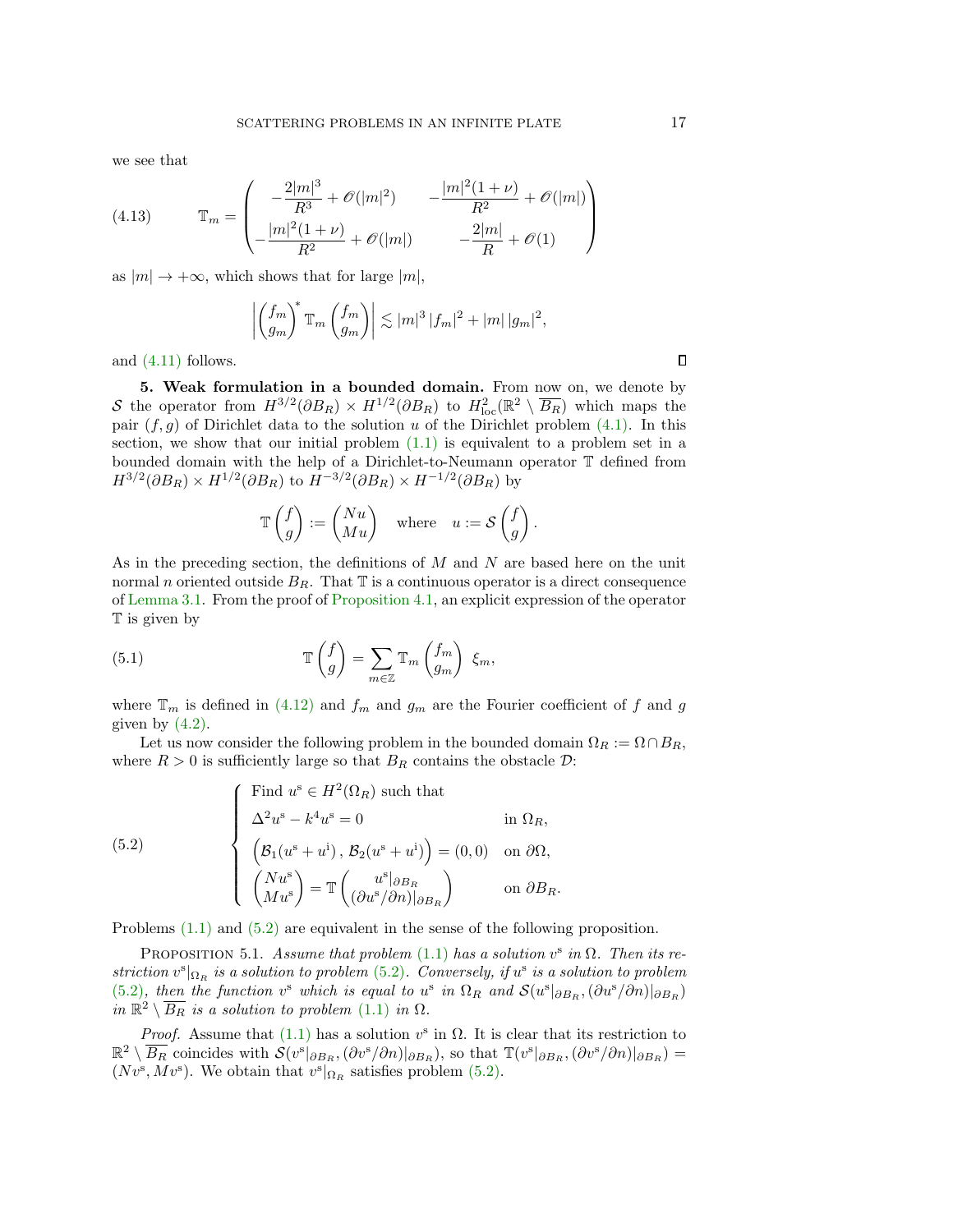we see that

$$
\mathbb{T}_m = \begin{pmatrix} -\dfrac{2|m|^3}{R^3} + \mathscr{O}(|m|^2) & -\dfrac{|m|^2(1+\nu)}{R^2} + \mathscr{O}(|m|) \\ -\dfrac{|m|^2(1+\nu)}{R^2} + \mathscr{O}(|m|) & -\dfrac{2|m|}{R} + \mathscr{O}(1) \end{pmatrix} \tag{4.13}
$$

as $|m| \to +\infty$, which shows that for large $|m|$,

$$
\left| \begin{pmatrix} f_m \\ g_m \end{pmatrix}^* \mathbb{T}_m \begin{pmatrix} f_m \\ g_m \end{pmatrix} \right| \lesssim |m|^3 \, |f_m|^2 + |m| \, |g_m|^2,
$$

and (4.11) follows. ◻

**5. Weak formulation in a bounded domain.** From now on, we denote by $\mathcal{S}$ the operator from $H^{3/2}(\partial B_R) \times H^{1/2}(\partial B_R)$ to $H^2_{\mathrm{loc}}(\mathbb{R}^2 \setminus \overline{B_R})$ which maps the pair $(f, g)$ of Dirichlet data to the solution $u$ of the Dirichlet problem (4.1). In this section, we show that our initial problem (1.1) is equivalent to a problem set in a bounded domain with the help of a Dirichlet-to-Neumann operator $\mathbb{T}$ defined from $H^{3/2}(\partial B_R) \times H^{1/2}(\partial B_R)$ to $H^{-3/2}(\partial B_R) \times H^{-1/2}(\partial B_R)$ by

$$
\mathbb{T} \begin{pmatrix} f \\ g \end{pmatrix} := \begin{pmatrix} Nu \\ Mu \end{pmatrix} \quad \text{where} \quad u := \mathcal{S} \begin{pmatrix} f \\ g \end{pmatrix}.
$$

As in the preceding section, the definitions of $M$ and $N$ are based here on the unit normal $n$ oriented outside $B_R$. That $\mathbb{T}$ is a continuous operator is a direct consequence of Lemma 3.1. From the proof of Proposition 4.1, an explicit expression of the operator $\mathbb{T}$ is given by

$$
\mathbb{T} \begin{pmatrix} f \\ g \end{pmatrix} = \sum_{m \in \mathbb{Z}} \mathbb{T}_m \begin{pmatrix} f_m \\ g_m \end{pmatrix} \; \xi_m, \tag{5.1}
$$

where $\mathbb{T}_m$ is defined in (4.12) and $f_m$ and $g_m$ are the Fourier coefficient of $f$ and $g$ given by (4.2).

Let us now consider the following problem in the bounded domain $\Omega_R := \Omega \cap B_R$, where $R > 0$ is sufficiently large so that $B_R$ contains the obstacle $\mathcal{D}$:

$$
\left\{
\begin{array}{ll}
\text{Find } u^{\mathrm{s}} \in H^2(\Omega_R) \text{ such that} & \\
\Delta^2 u^{\mathrm{s}} - k^4 u^{\mathrm{s}} = 0 & \text{in } \Omega_R, \\
\Big( \mathcal{B}_1(u^{\mathrm{s}} + u^{\mathrm{i}}) \, , \, \mathcal{B}_2(u^{\mathrm{s}} + u^{\mathrm{i}}) \Big) = (0, 0) & \text{on } \partial\Omega, \\
\begin{pmatrix} Nu^{\mathrm{s}} \\ Mu^{\mathrm{s}} \end{pmatrix} = \mathbb{T} \begin{pmatrix} u^{\mathrm{s}}|_{\partial B_R} \\ (\partial u^{\mathrm{s}}/\partial n)|_{\partial B_R} \end{pmatrix} & \text{on } \partial B_R.
\end{array}
\right. \tag{5.2}
$$

Problems (1.1) and (5.2) are equivalent in the sense of the following proposition.

PROPOSITION 5.1. *Assume that problem (1.1) has a solution $v^{\mathrm{s}}$ in $\Omega$. Then its restriction $v^{\mathrm{s}}|_{\Omega_R}$ is a solution to problem (5.2). Conversely, if $u^{\mathrm{s}}$ is a solution to problem (5.2), then the function $v^{\mathrm{s}}$ which is equal to $u^{\mathrm{s}}$ in $\Omega_R$ and $\mathcal{S}(u^{\mathrm{s}}|_{\partial B_R}, (\partial u^{\mathrm{s}}/\partial n)|_{\partial B_R})$ in $\mathbb{R}^2 \setminus \overline{B_R}$ is a solution to problem (1.1) in $\Omega$.*

*Proof.* Assume that (1.1) has a solution $v^{\mathrm{s}}$ in $\Omega$. It is clear that its restriction to $\mathbb{R}^2 \setminus \overline{B_R}$ coincides with $\mathcal{S}(v^{\mathrm{s}}|_{\partial B_R}, (\partial v^{\mathrm{s}}/\partial n)|_{\partial B_R})$, so that $\mathbb{T}(v^{\mathrm{s}}|_{\partial B_R}, (\partial v^{\mathrm{s}}/\partial n)|_{\partial B_R}) = (Nv^{\mathrm{s}}, Mv^{\mathrm{s}})$. We obtain that $v^{\mathrm{s}}|_{\Omega_R}$ satisfies problem (5.2).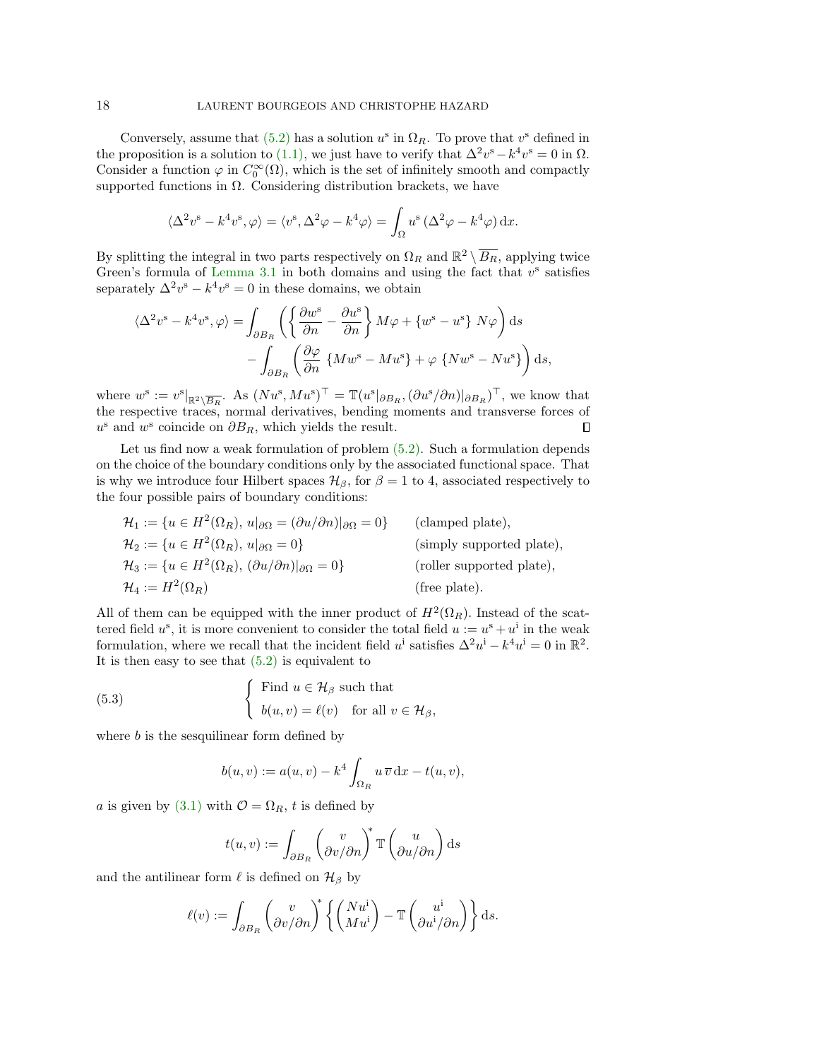Conversely, assume that (5.2) has a solution $u^{\mathrm{s}}$ in $\Omega_R$. To prove that $v^{\mathrm{s}}$ defined in the proposition is a solution to (1.1), we just have to verify that $\Delta^2 v^{\mathrm{s}} - k^4 v^{\mathrm{s}} = 0$ in $\Omega$. Consider a function $\varphi$ in $C_0^\infty(\Omega)$, which is the set of infinitely smooth and compactly supported functions in $\Omega$. Considering distribution brackets, we have

$$\langle \Delta^2 v^{\mathrm{s}} - k^4 v^{\mathrm{s}}, \varphi \rangle = \langle v^{\mathrm{s}}, \Delta^2 \varphi - k^4 \varphi \rangle = \int_\Omega u^{\mathrm{s}} \, (\Delta^2 \varphi - k^4 \varphi) \, \mathrm{d}x.$$

By splitting the integral in two parts respectively on $\Omega_R$ and $\mathbb{R}^2 \setminus \overline{B_R}$, applying twice Green's formula of Lemma 3.1 in both domains and using the fact that $v^{\mathrm{s}}$ satisfies separately $\Delta^2 v^{\mathrm{s}} - k^4 v^{\mathrm{s}} = 0$ in these domains, we obtain

$$\begin{aligned}
\langle \Delta^2 v^{\mathrm{s}} - k^4 v^{\mathrm{s}}, \varphi \rangle = &\int_{\partial B_R} \left( \left\{ \frac{\partial w^{\mathrm{s}}}{\partial n} - \frac{\partial u^{\mathrm{s}}}{\partial n} \right\} M\varphi + \{ w^{\mathrm{s}} - u^{\mathrm{s}} \} \; N\varphi \right) \mathrm{d}s \\
&- \int_{\partial B_R} \left( \frac{\partial \varphi}{\partial n} \; \{ M w^{\mathrm{s}} - M u^{\mathrm{s}} \} + \varphi \; \{ N w^{\mathrm{s}} - N u^{\mathrm{s}} \} \right) \mathrm{d}s,
\end{aligned}$$

where $w^{\mathrm{s}} := v^{\mathrm{s}}|_{\mathbb{R}^2 \setminus \overline{B_R}}$. As $(N u^{\mathrm{s}}, M u^{\mathrm{s}})^\top = \mathbb{T}(u^{\mathrm{s}}|_{\partial B_R}, (\partial u^{\mathrm{s}}/\partial n)|_{\partial B_R})^\top$, we know that the respective traces, normal derivatives, bending moments and transverse forces of $u^{\mathrm{s}}$ and $w^{\mathrm{s}}$ coincide on $\partial B_R$, which yields the result. $\square$

Let us find now a weak formulation of problem (5.2). Such a formulation depends on the choice of the boundary conditions only by the associated functional space. That is why we introduce four Hilbert spaces $\mathcal{H}_\beta$, for $\beta = 1$ to 4, associated respectively to the four possible pairs of boundary conditions:

$$\begin{aligned}
&\mathcal{H}_1 := \{ u \in H^2(\Omega_R), \, u|_{\partial\Omega} = (\partial u / \partial n)|_{\partial \Omega} = 0 \} && \text{(clamped plate)}, \\
&\mathcal{H}_2 := \{ u \in H^2(\Omega_R), \, u|_{\partial\Omega} = 0 \} && \text{(simply supported plate)}, \\
&\mathcal{H}_3 := \{ u \in H^2(\Omega_R), \, (\partial u / \partial n)|_{\partial \Omega} = 0 \} && \text{(roller supported plate)}, \\
&\mathcal{H}_4 := H^2(\Omega_R) && \text{(free plate)}.
\end{aligned}$$

All of them can be equipped with the inner product of $H^2(\Omega_R)$. Instead of the scattered field $u^{\mathrm{s}}$, it is more convenient to consider the total field $u := u^{\mathrm{s}} + u^{\mathrm{i}}$ in the weak formulation, where we recall that the incident field $u^{\mathrm{i}}$ satisfies $\Delta^2 u^{\mathrm{i}} - k^4 u^{\mathrm{i}} = 0$ in $\mathbb{R}^2$. It is then easy to see that (5.2) is equivalent to

$$\text{(5.3)} \qquad \left\{ \begin{array}{l} \text{Find } u \in \mathcal{H}_\beta \text{ such that} \\ b(u, v) = \ell(v) \quad \text{for all } v \in \mathcal{H}_\beta, \end{array} \right.$$

where $b$ is the sesquilinear form defined by

$$b(u, v) := a(u, v) - k^4 \int_{\Omega_R} u \, \overline{v} \, \mathrm{d}x - t(u, v),$$

$a$ is given by (3.1) with $\mathcal{O} = \Omega_R$, $t$ is defined by

$$t(u, v) := \int_{\partial B_R} \begin{pmatrix} v \\ \partial v / \partial n \end{pmatrix}^* \mathbb{T} \begin{pmatrix} u \\ \partial u / \partial n \end{pmatrix} \mathrm{d}s$$

and the antilinear form $\ell$ is defined on $\mathcal{H}_\beta$ by

$$\ell(v) := \int_{\partial B_R} \begin{pmatrix} v \\ \partial v / \partial n \end{pmatrix}^* \left\{ \begin{pmatrix} N u^{\mathrm{i}} \\ M u^{\mathrm{i}} \end{pmatrix} - \mathbb{T} \begin{pmatrix} u^{\mathrm{i}} \\ \partial u^{\mathrm{i}} / \partial n \end{pmatrix} \right\} \mathrm{d}s.$$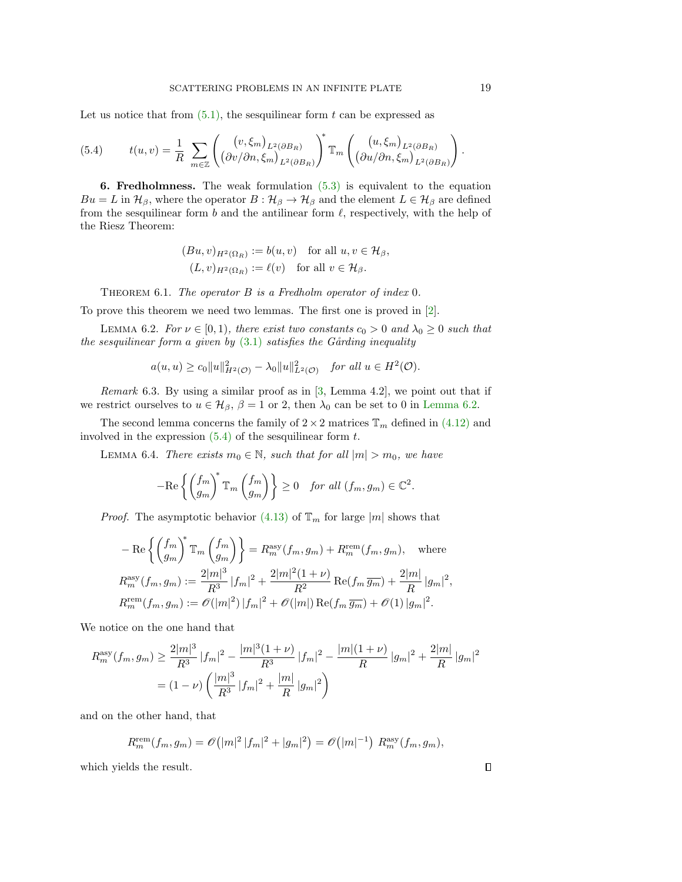Let us notice that from (5.1), the sesquilinear form $t$ can be expressed as

$$t(u,v) = \frac{1}{R} \sum_{m\in\mathbb{Z}} \begin{pmatrix} (v,\xi_m)_{L^2(\partial B_R)} \\ (\partial v/\partial n, \xi_m)_{L^2(\partial B_R)} \end{pmatrix}^* \mathbb{T}_m \begin{pmatrix} (u,\xi_m)_{L^2(\partial B_R)} \\ (\partial u/\partial n, \xi_m)_{L^2(\partial B_R)} \end{pmatrix}. \tag{5.4}$$

**6. Fredholmness.** The weak formulation (5.3) is equivalent to the equation $Bu = L$ in $\mathcal{H}_\beta$, where the operator $B : \mathcal{H}_\beta \to \mathcal{H}_\beta$ and the element $L \in \mathcal{H}_\beta$ are defined from the sesquilinear form $b$ and the antilinear form $\ell$, respectively, with the help of the Riesz Theorem:

$$\begin{aligned} (Bu, v)_{H^2(\Omega_R)} &:= b(u,v) \quad \text{for all } u, v \in \mathcal{H}_\beta, \\ (L, v)_{H^2(\Omega_R)} &:= \ell(v) \quad \text{for all } v \in \mathcal{H}_\beta. \end{aligned}$$

THEOREM 6.1. *The operator $B$ is a Fredholm operator of index* 0.

To prove this theorem we need two lemmas. The first one is proved in [2].

LEMMA 6.2. *For $\nu \in [0,1)$, there exist two constants $c_0 > 0$ and $\lambda_0 \geq 0$ such that the sesquilinear form $a$ given by (3.1) satisfies the Gårding inequality*

$$a(u,u) \geq c_0 \|u\|^2_{H^2(\mathcal{O})} - \lambda_0 \|u\|^2_{L^2(\mathcal{O})} \quad \textit{for all } u \in H^2(\mathcal{O}).$$

*Remark* 6.3. By using a similar proof as in [3, Lemma 4.2], we point out that if we restrict ourselves to $u \in \mathcal{H}_\beta$, $\beta = 1$ or 2, then $\lambda_0$ can be set to 0 in Lemma 6.2.

The second lemma concerns the family of $2 \times 2$ matrices $\mathbb{T}_m$ defined in (4.12) and involved in the expression (5.4) of the sesquilinear form $t$.

LEMMA 6.4. *There exists $m_0 \in \mathbb{N}$, such that for all $|m| > m_0$, we have*

$$-\mathrm{Re}\left\{ \begin{pmatrix} f_m \\ g_m \end{pmatrix}^* \mathbb{T}_m \begin{pmatrix} f_m \\ g_m \end{pmatrix} \right\} \geq 0 \quad \textit{for all } (f_m, g_m) \in \mathbb{C}^2.$$

*Proof.* The asymptotic behavior (4.13) of $\mathbb{T}_m$ for large $|m|$ shows that

$$\begin{aligned} -\mathrm{Re}\left\{ \begin{pmatrix} f_m \\ g_m \end{pmatrix}^* \mathbb{T}_m \begin{pmatrix} f_m \\ g_m \end{pmatrix} \right\} &= R^{\mathrm{asy}}_m(f_m, g_m) + R^{\mathrm{rem}}_m(f_m, g_m), \quad \text{where} \\ R^{\mathrm{asy}}_m(f_m, g_m) &:= \frac{2|m|^3}{R^3} |f_m|^2 + \frac{2|m|^2(1+\nu)}{R^2} \mathrm{Re}(f_m \overline{g_m}) + \frac{2|m|}{R} |g_m|^2, \\ R^{\mathrm{rem}}_m(f_m, g_m) &:= \mathscr{O}(|m|^2)\, |f_m|^2 + \mathscr{O}(|m|)\, \mathrm{Re}(f_m \overline{g_m}) + \mathscr{O}(1)\, |g_m|^2. \end{aligned}$$

We notice on the one hand that

$$\begin{aligned} R^{\mathrm{asy}}_m(f_m, g_m) &\geq \frac{2|m|^3}{R^3} |f_m|^2 - \frac{|m|^3(1+\nu)}{R^3} |f_m|^2 - \frac{|m|(1+\nu)}{R} |g_m|^2 + \frac{2|m|}{R} |g_m|^2 \\ &= (1-\nu) \left( \frac{|m|^3}{R^3} |f_m|^2 + \frac{|m|}{R} |g_m|^2 \right) \end{aligned}$$

and on the other hand, that

$$R^{\mathrm{rem}}_m(f_m, g_m) = \mathscr{O}\big(|m|^2 |f_m|^2 + |g_m|^2\big) = \mathscr{O}\big(|m|^{-1}\big)\ R^{\mathrm{asy}}_m(f_m, g_m),$$

which yields the result. ∎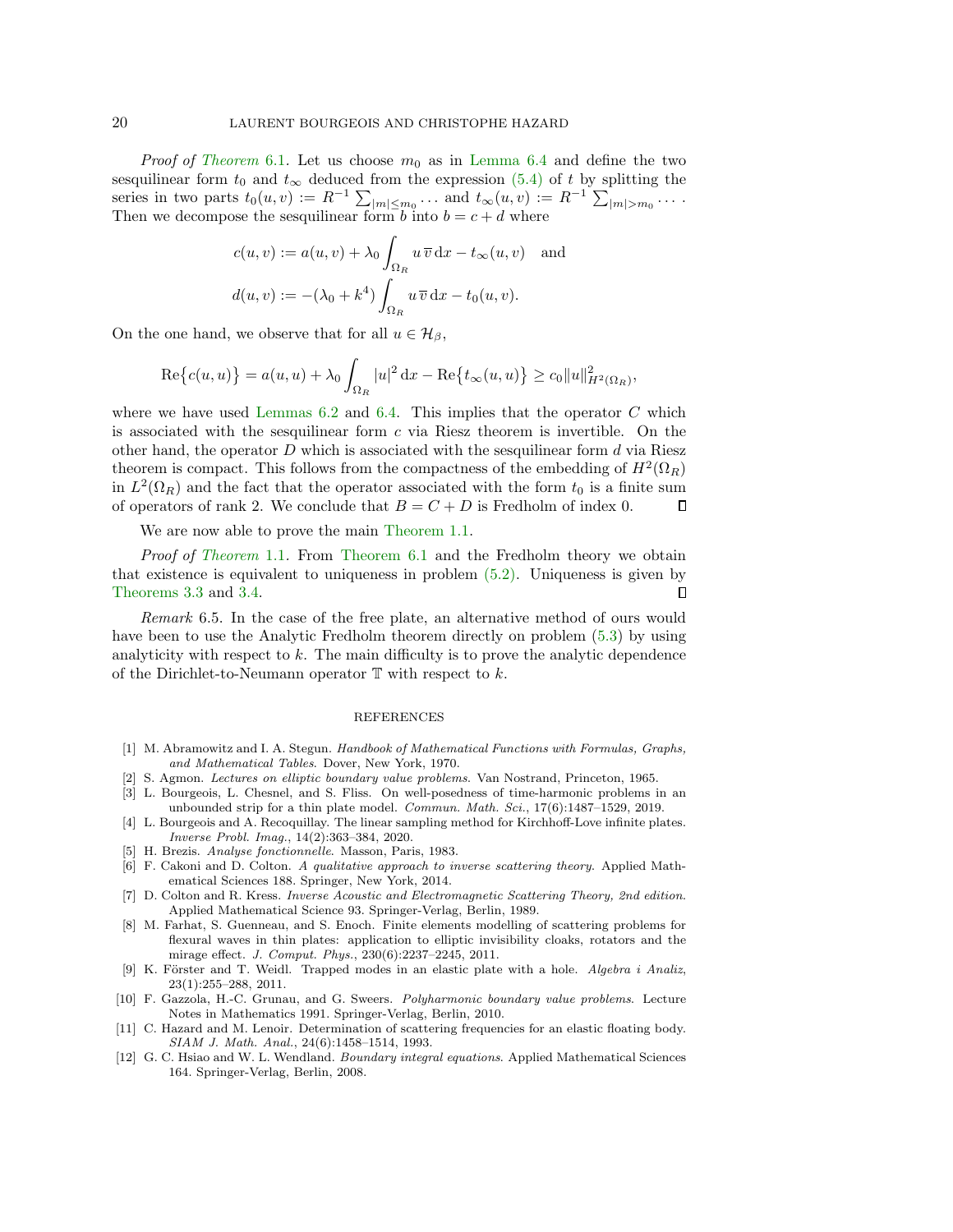*Proof of Theorem* 6.1. Let us choose $m_0$ as in Lemma 6.4 and define the two sesquilinear form $t_0$ and $t_\infty$ deduced from the expression (5.4) of $t$ by splitting the series in two parts $t_0(u,v) := R^{-1}\sum_{|m|\leq m_0}\dots$ and $t_\infty(u,v) := R^{-1}\sum_{|m|>m_0}\dots$ . Then we decompose the sesquilinear form $b$ into $b = c + d$ where

$$c(u,v) := a(u,v) + \lambda_0 \int_{\Omega_R} u\,\overline{v}\,\mathrm{d}x - t_\infty(u,v) \quad \text{and}$$
$$d(u,v) := -(\lambda_0 + k^4)\int_{\Omega_R} u\,\overline{v}\,\mathrm{d}x - t_0(u,v).$$

On the one hand, we observe that for all $u \in \mathcal{H}_\beta$,

$$\mathrm{Re}\big\{c(u,u)\big\} = a(u,u) + \lambda_0 \int_{\Omega_R} |u|^2\,\mathrm{d}x - \mathrm{Re}\big\{t_\infty(u,u)\big\} \geq c_0 \|u\|^2_{H^2(\Omega_R)},$$

where we have used Lemmas 6.2 and 6.4. This implies that the operator $C$ which is associated with the sesquilinear form $c$ via Riesz theorem is invertible. On the other hand, the operator $D$ which is associated with the sesquilinear form $d$ via Riesz theorem is compact. This follows from the compactness of the embedding of $H^2(\Omega_R)$ in $L^2(\Omega_R)$ and the fact that the operator associated with the form $t_0$ is a finite sum of operators of rank 2. We conclude that $B = C + D$ is Fredholm of index 0. ∎

We are now able to prove the main Theorem 1.1.

*Proof of Theorem* 1.1. From Theorem 6.1 and the Fredholm theory we obtain that existence is equivalent to uniqueness in problem (5.2). Uniqueness is given by Theorems 3.3 and 3.4. ∎

*Remark* 6.5. In the case of the free plate, an alternative method of ours would have been to use the Analytic Fredholm theorem directly on problem (5.3) by using analyticity with respect to $k$. The main difficulty is to prove the analytic dependence of the Dirichlet-to-Neumann operator $\mathbb{T}$ with respect to $k$.

## REFERENCES

[1] M. Abramowitz and I. A. Stegun. *Handbook of Mathematical Functions with Formulas, Graphs, and Mathematical Tables*. Dover, New York, 1970.

[2] S. Agmon. *Lectures on elliptic boundary value problems*. Van Nostrand, Princeton, 1965.

[3] L. Bourgeois, L. Chesnel, and S. Fliss. On well-posedness of time-harmonic problems in an unbounded strip for a thin plate model. *Commun. Math. Sci.*, 17(6):1487–1529, 2019.

[4] L. Bourgeois and A. Recoquillay. The linear sampling method for Kirchhoff-Love infinite plates. *Inverse Probl. Imag.*, 14(2):363–384, 2020.

[5] H. Brezis. *Analyse fonctionnelle*. Masson, Paris, 1983.

[6] F. Cakoni and D. Colton. *A qualitative approach to inverse scattering theory*. Applied Mathematical Sciences 188. Springer, New York, 2014.

[7] D. Colton and R. Kress. *Inverse Acoustic and Electromagnetic Scattering Theory, 2nd edition*. Applied Mathematical Science 93. Springer-Verlag, Berlin, 1989.

[8] M. Farhat, S. Guenneau, and S. Enoch. Finite elements modelling of scattering problems for flexural waves in thin plates: application to elliptic invisibility cloaks, rotators and the mirage effect. *J. Comput. Phys.*, 230(6):2237–2245, 2011.

[9] K. Förster and T. Weidl. Trapped modes in an elastic plate with a hole. *Algebra i Analiz*, 23(1):255–288, 2011.

[10] F. Gazzola, H.-C. Grunau, and G. Sweers. *Polyharmonic boundary value problems*. Lecture Notes in Mathematics 1991. Springer-Verlag, Berlin, 2010.

[11] C. Hazard and M. Lenoir. Determination of scattering frequencies for an elastic floating body. *SIAM J. Math. Anal.*, 24(6):1458–1514, 1993.

[12] G. C. Hsiao and W. L. Wendland. *Boundary integral equations*. Applied Mathematical Sciences 164. Springer-Verlag, Berlin, 2008.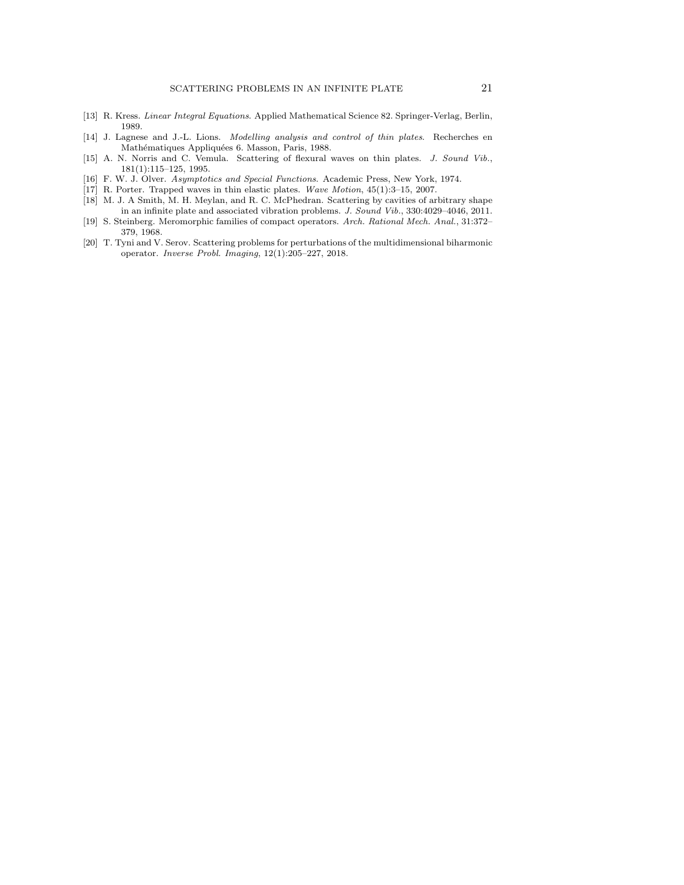[13] R. Kress. *Linear Integral Equations*. Applied Mathematical Science 82. Springer-Verlag, Berlin, 1989.

[14] J. Lagnese and J.-L. Lions. *Modelling analysis and control of thin plates*. Recherches en Mathématiques Appliquées 6. Masson, Paris, 1988.

[15] A. N. Norris and C. Vemula. Scattering of flexural waves on thin plates. *J. Sound Vib.*, 181(1):115–125, 1995.

[16] F. W. J. Olver. *Asymptotics and Special Functions*. Academic Press, New York, 1974.

[17] R. Porter. Trapped waves in thin elastic plates. *Wave Motion*, 45(1):3–15, 2007.

[18] M. J. A Smith, M. H. Meylan, and R. C. McPhedran. Scattering by cavities of arbitrary shape in an infinite plate and associated vibration problems. *J. Sound Vib.*, 330:4029–4046, 2011.

[19] S. Steinberg. Meromorphic families of compact operators. *Arch. Rational Mech. Anal.*, 31:372–379, 1968.

[20] T. Tyni and V. Serov. Scattering problems for perturbations of the multidimensional biharmonic operator. *Inverse Probl. Imaging*, 12(1):205–227, 2018.